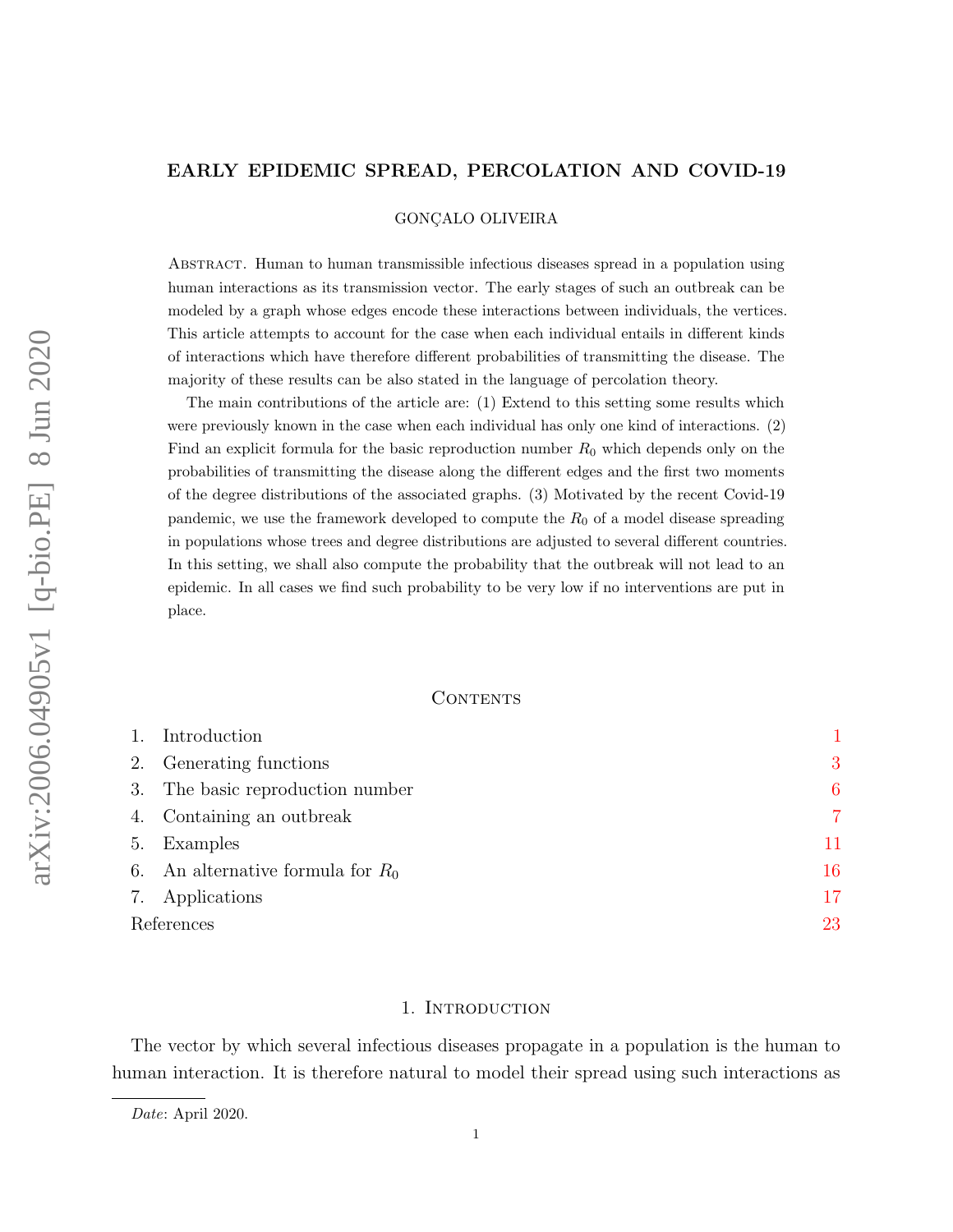# EARLY EPIDEMIC SPREAD, PERCOLATION AND COVID-19

GONÇALO OLIVEIRA

Abstract. Human to human transmissible infectious diseases spread in a population using human interactions as its transmission vector. The early stages of such an outbreak can be modeled by a graph whose edges encode these interactions between individuals, the vertices. This article attempts to account for the case when each individual entails in different kinds of interactions which have therefore different probabilities of transmitting the disease. The majority of these results can be also stated in the language of percolation theory.

The main contributions of the article are: (1) Extend to this setting some results which were previously known in the case when each individual has only one kind of interactions. (2) Find an explicit formula for the basic reproduction number $R_0$ which depends only on the probabilities of transmitting the disease along the different edges and the first two moments of the degree distributions of the associated graphs. (3) Motivated by the recent Covid-19 pandemic, we use the framework developed to compute the $R_0$ of a model disease spreading in populations whose trees and degree distributions are adjusted to several different countries. In this setting, we shall also compute the probability that the outbreak will not lead to an epidemic. In all cases we find such probability to be very low if no interventions are put in place.

## Contents

1. Introduction 1
2. Generating functions 3
3. The basic reproduction number 6
4. Containing an outbreak 7
5. Examples 11
6. An alternative formula for $R_0$ 16
7. Applications 17

References 23

## 1. Introduction

The vector by which several infectious diseases propagate in a population is the human to human interaction. It is therefore natural to model their spread using such interactions as

*Date*: April 2020.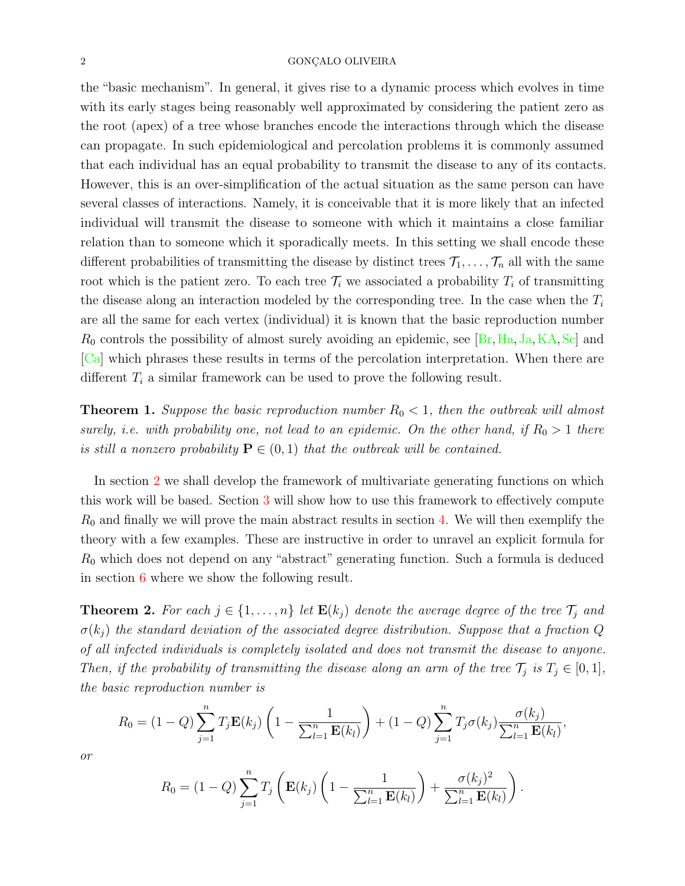the "basic mechanism". In general, it gives rise to a dynamic process which evolves in time with its early stages being reasonably well approximated by considering the patient zero as the root (apex) of a tree whose branches encode the interactions through which the disease can propagate. In such epidemiological and percolation problems it is commonly assumed that each individual has an equal probability to transmit the disease to any of its contacts. However, this is an over-simplification of the actual situation as the same person can have several classes of interactions. Namely, it is conceivable that it is more likely that an infected individual will transmit the disease to someone with which it maintains a close familiar relation than to someone which it sporadically meets. In this setting we shall encode these different probabilities of transmitting the disease by distinct trees $\mathcal{T}_1, \ldots, \mathcal{T}_n$ all with the same root which is the patient zero. To each tree $\mathcal{T}_i$ we associated a probability $T_i$ of transmitting the disease along an interaction modeled by the corresponding tree. In the case when the $T_i$ are all the same for each vertex (individual) it is known that the basic reproduction number $R_0$ controls the possibility of almost surely avoiding an epidemic, see [Br, Ha, Ja, KA, Sc] and [Ca] which phrases these results in terms of the percolation interpretation. When there are different $T_i$ a similar framework can be used to prove the following result.

**Theorem 1.** *Suppose the basic reproduction number $R_0 < 1$, then the outbreak will almost surely, i.e. with probability one, not lead to an epidemic. On the other hand, if $R_0 > 1$ there is still a nonzero probability $\mathbf{P} \in (0, 1)$ that the outbreak will be contained.*

In section 2 we shall develop the framework of multivariate generating functions on which this work will be based. Section 3 will show how to use this framework to effectively compute $R_0$ and finally we will prove the main abstract results in section 4. We will then exemplify the theory with a few examples. These are instructive in order to unravel an explicit formula for $R_0$ which does not depend on any "abstract" generating function. Such a formula is deduced in section 6 where we show the following result.

**Theorem 2.** *For each $j \in \{1, \ldots, n\}$ let $\mathbf{E}(k_j)$ denote the average degree of the tree $\mathcal{T}_j$ and $\sigma(k_j)$ the standard deviation of the associated degree distribution. Suppose that a fraction $Q$ of all infected individuals is completely isolated and does not transmit the disease to anyone. Then, if the probability of transmitting the disease along an arm of the tree $\mathcal{T}_j$ is $T_j \in [0, 1]$, the basic reproduction number is*

$$R_0 = (1 - Q) \sum_{j=1}^{n} T_j \mathbf{E}(k_j) \left(1 - \frac{1}{\sum_{l=1}^{n} \mathbf{E}(k_l)}\right) + (1 - Q) \sum_{j=1}^{n} T_j \sigma(k_j) \frac{\sigma(k_j)}{\sum_{l=1}^{n} \mathbf{E}(k_l)},$$

*or*

$$R_0 = (1 - Q) \sum_{j=1}^{n} T_j \left( \mathbf{E}(k_j) \left(1 - \frac{1}{\sum_{l=1}^{n} \mathbf{E}(k_l)}\right) + \frac{\sigma(k_j)^2}{\sum_{l=1}^{n} \mathbf{E}(k_l)} \right).$$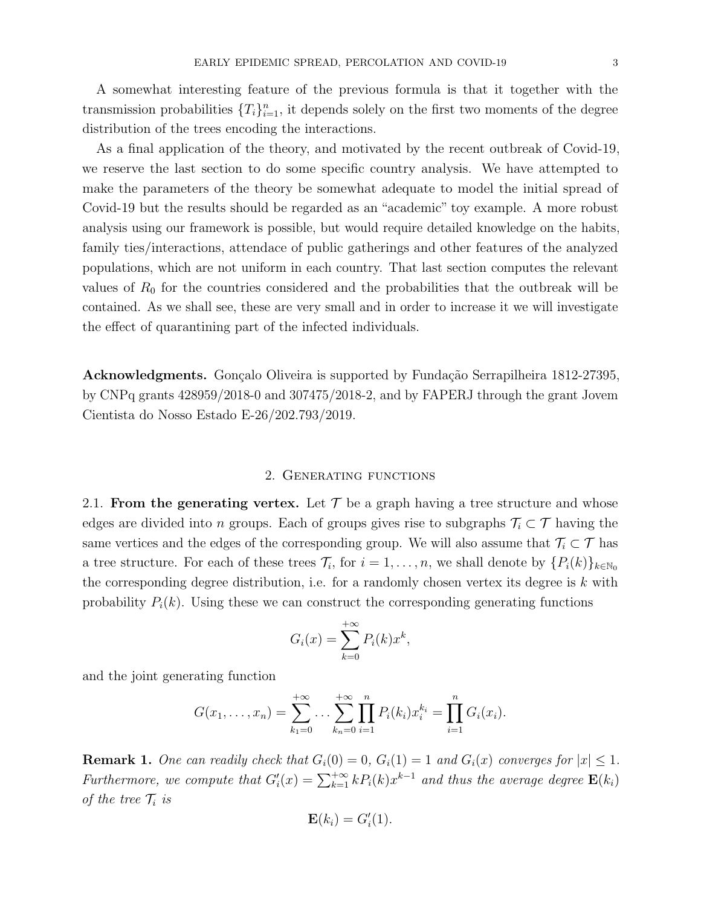A somewhat interesting feature of the previous formula is that it together with the transmission probabilities $\{T_i\}_{i=1}^n$, it depends solely on the first two moments of the degree distribution of the trees encoding the interactions.

As a final application of the theory, and motivated by the recent outbreak of Covid-19, we reserve the last section to do some specific country analysis. We have attempted to make the parameters of the theory be somewhat adequate to model the initial spread of Covid-19 but the results should be regarded as an "academic" toy example. A more robust analysis using our framework is possible, but would require detailed knowledge on the habits, family ties/interactions, attendace of public gatherings and other features of the analyzed populations, which are not uniform in each country. That last section computes the relevant values of $R_0$ for the countries considered and the probabilities that the outbreak will be contained. As we shall see, these are very small and in order to increase it we will investigate the effect of quarantining part of the infected individuals.

**Acknowledgments.** Gonçalo Oliveira is supported by Fundação Serrapilheira 1812-27395, by CNPq grants 428959/2018-0 and 307475/2018-2, and by FAPERJ through the grant Jovem Cientista do Nosso Estado E-26/202.793/2019.

## 2. Generating functions

2.1. **From the generating vertex.** Let $\mathcal{T}$ be a graph having a tree structure and whose edges are divided into $n$ groups. Each of groups gives rise to subgraphs $\mathcal{T}_i \subset \mathcal{T}$ having the same vertices and the edges of the corresponding group. We will also assume that $\mathcal{T}_i \subset \mathcal{T}$ has a tree structure. For each of these trees $\mathcal{T}_i$, for $i = 1, \ldots, n$, we shall denote by $\{P_i(k)\}_{k \in \mathbb{N}_0}$ the corresponding degree distribution, i.e. for a randomly chosen vertex its degree is $k$ with probability $P_i(k)$. Using these we can construct the corresponding generating functions

$$G_i(x) = \sum_{k=0}^{+\infty} P_i(k) x^k,$$

and the joint generating function

$$G(x_1, \ldots, x_n) = \sum_{k_1=0}^{+\infty} \cdots \sum_{k_n=0}^{+\infty} \prod_{i=1}^{n} P_i(k_i) x_i^{k_i} = \prod_{i=1}^{n} G_i(x_i).$$

**Remark 1.** *One can readily check that $G_i(0) = 0$, $G_i(1) = 1$ and $G_i(x)$ converges for $|x| \leq 1$. Furthermore, we compute that $G_i'(x) = \sum_{k=1}^{+\infty} k P_i(k) x^{k-1}$ and thus the average degree $\mathbf{E}(k_i)$ of the tree $\mathcal{T}_i$ is*

$$\mathbf{E}(k_i) = G_i'(1).$$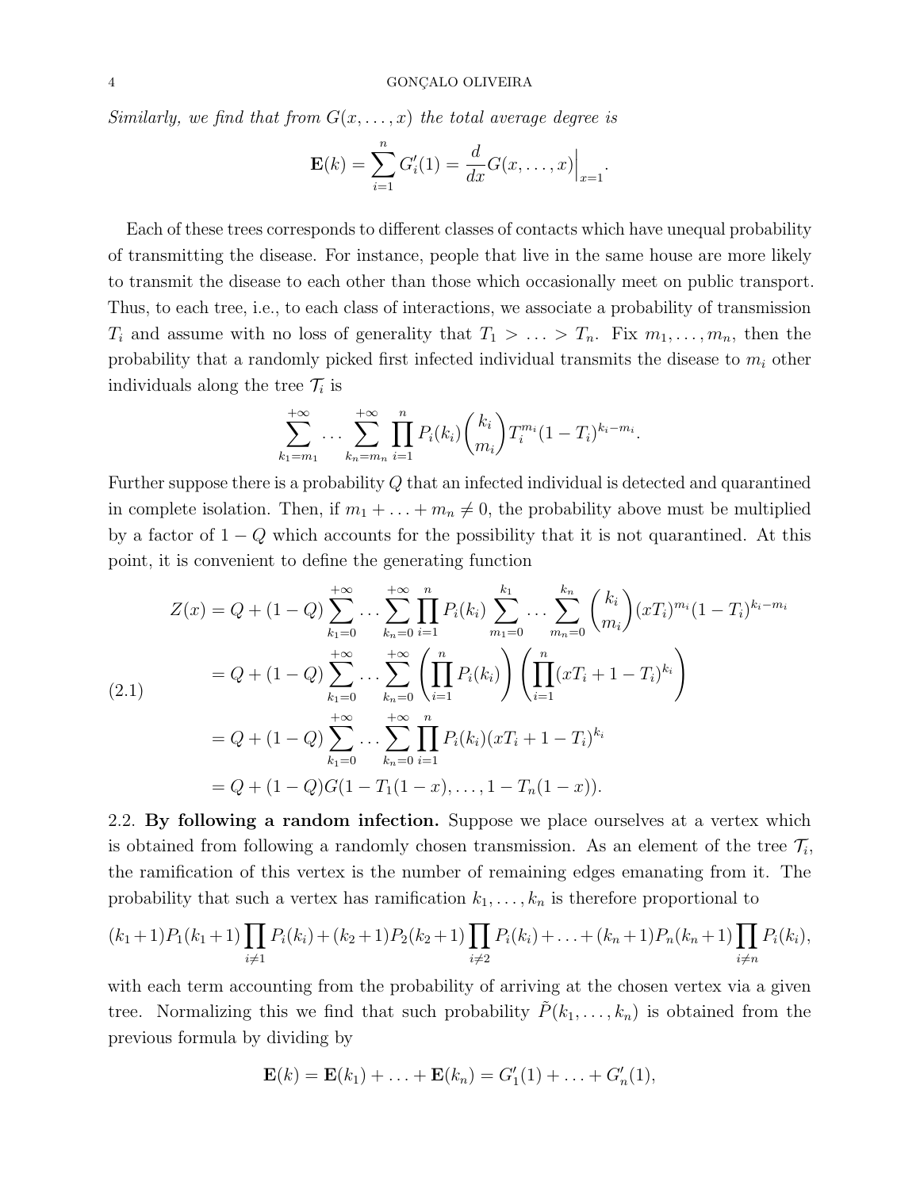*Similarly, we find that from $G(x,\ldots,x)$ the total average degree is*

$$\mathbf{E}(k)=\sum_{i=1}^{n}G_i'(1)=\frac{d}{dx}G(x,\ldots,x)\Big|_{x=1}.$$

Each of these trees corresponds to different classes of contacts which have unequal probability of transmitting the disease. For instance, people that live in the same house are more likely to transmit the disease to each other than those which occasionally meet on public transport. Thus, to each tree, i.e., to each class of interactions, we associate a probability of transmission $T_i$ and assume with no loss of generality that $T_1>\ldots>T_n$. Fix $m_1,\ldots,m_n$, then the probability that a randomly picked first infected individual transmits the disease to $m_i$ other individuals along the tree $\mathcal{T}_i$ is

$$\sum_{k_1=m_1}^{+\infty}\cdots\sum_{k_n=m_n}^{+\infty}\prod_{i=1}^{n}P_i(k_i)\binom{k_i}{m_i}T_i^{m_i}(1-T_i)^{k_i-m_i}.$$

Further suppose there is a probability $Q$ that an infected individual is detected and quarantined in complete isolation. Then, if $m_1+\ldots+m_n\neq 0$, the probability above must be multiplied by a factor of $1-Q$ which accounts for the possibility that it is not quarantined. At this point, it is convenient to define the generating function

$$\begin{aligned}
Z(x)&=Q+(1-Q)\sum_{k_1=0}^{+\infty}\cdots\sum_{k_n=0}^{+\infty}\prod_{i=1}^{n}P_i(k_i)\sum_{m_1=0}^{k_1}\cdots\sum_{m_n=0}^{k_n}\binom{k_i}{m_i}(xT_i)^{m_i}(1-T_i)^{k_i-m_i}\\
&=Q+(1-Q)\sum_{k_1=0}^{+\infty}\cdots\sum_{k_n=0}^{+\infty}\left(\prod_{i=1}^{n}P_i(k_i)\right)\left(\prod_{i=1}^{n}(xT_i+1-T_i)^{k_i}\right)\\
&=Q+(1-Q)\sum_{k_1=0}^{+\infty}\cdots\sum_{k_n=0}^{+\infty}\prod_{i=1}^{n}P_i(k_i)(xT_i+1-T_i)^{k_i}\\
&=Q+(1-Q)G(1-T_1(1-x),\ldots,1-T_n(1-x)).
\end{aligned}\tag{2.1}$$

2.2. **By following a random infection.** Suppose we place ourselves at a vertex which is obtained from following a randomly chosen transmission. As an element of the tree $\mathcal{T}_i$, the ramification of this vertex is the number of remaining edges emanating from it. The probability that such a vertex has ramification $k_1,\ldots,k_n$ is therefore proportional to

$$(k_1+1)P_1(k_1+1)\prod_{i\neq 1}P_i(k_i)+(k_2+1)P_2(k_2+1)\prod_{i\neq 2}P_i(k_i)+\ldots+(k_n+1)P_n(k_n+1)\prod_{i\neq n}P_i(k_i),$$

with each term accounting from the probability of arriving at the chosen vertex via a given tree. Normalizing this we find that such probability $\tilde{P}(k_1,\ldots,k_n)$ is obtained from the previous formula by dividing by

$$\mathbf{E}(k)=\mathbf{E}(k_1)+\ldots+\mathbf{E}(k_n)=G_1'(1)+\ldots+G_n'(1),$$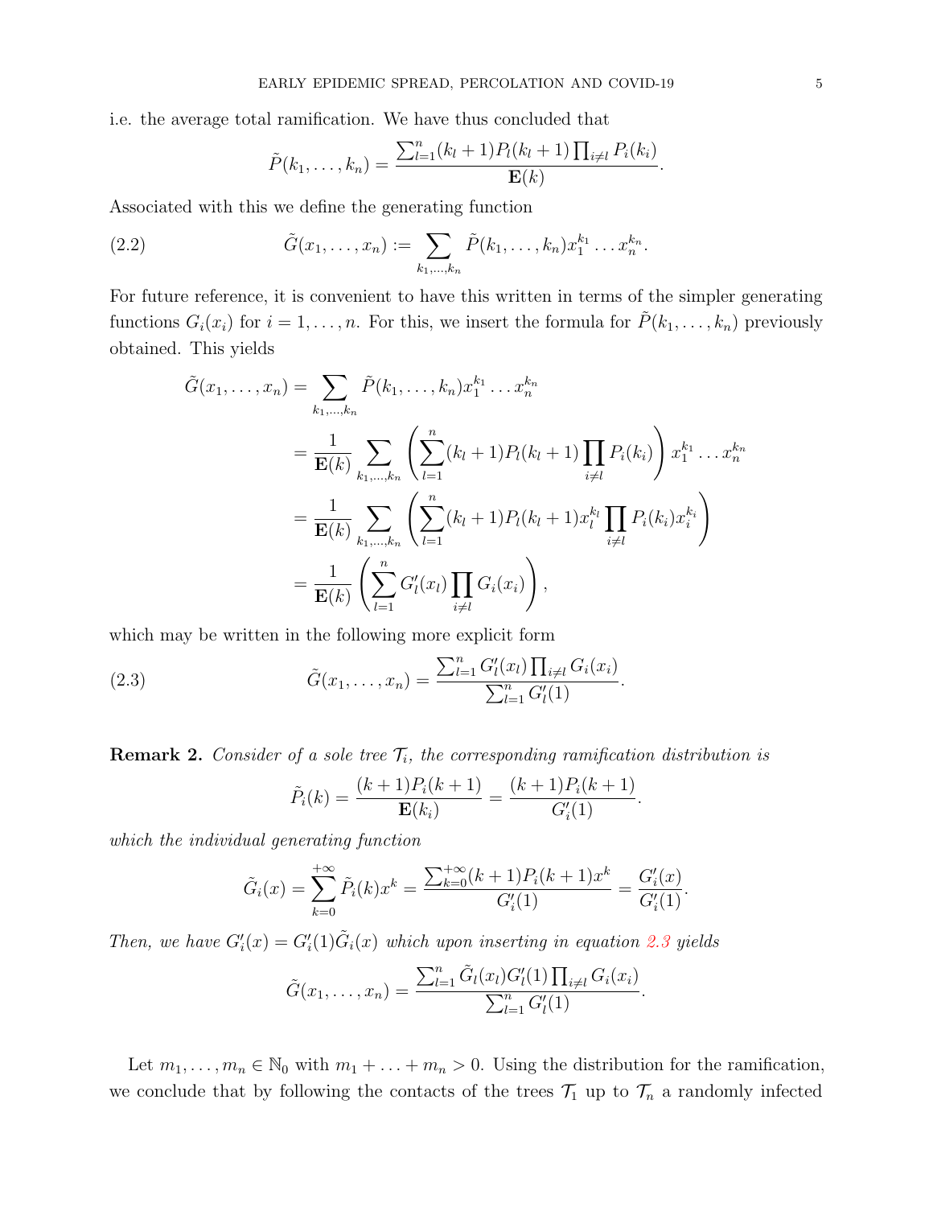i.e. the average total ramification. We have thus concluded that

$$\tilde{P}(k_1, \ldots, k_n) = \frac{\sum_{l=1}^{n} (k_l + 1) P_l(k_l + 1) \prod_{i \neq l} P_i(k_i)}{\mathbf{E}(k)}.$$

Associated with this we define the generating function

$$\tilde{G}(x_1, \ldots, x_n) := \sum_{k_1, \ldots, k_n} \tilde{P}(k_1, \ldots, k_n) x_1^{k_1} \ldots x_n^{k_n}. \tag{2.2}$$

For future reference, it is convenient to have this written in terms of the simpler generating functions $G_i(x_i)$ for $i = 1, \ldots, n$. For this, we insert the formula for $\tilde{P}(k_1, \ldots, k_n)$ previously obtained. This yields

$$\begin{aligned}
\tilde{G}(x_1, \ldots, x_n) &= \sum_{k_1, \ldots, k_n} \tilde{P}(k_1, \ldots, k_n) x_1^{k_1} \ldots x_n^{k_n} \\
&= \frac{1}{\mathbf{E}(k)} \sum_{k_1, \ldots, k_n} \left( \sum_{l=1}^{n} (k_l + 1) P_l(k_l + 1) \prod_{i \neq l} P_i(k_i) \right) x_1^{k_1} \ldots x_n^{k_n} \\
&= \frac{1}{\mathbf{E}(k)} \sum_{k_1, \ldots, k_n} \left( \sum_{l=1}^{n} (k_l + 1) P_l(k_l + 1) x_l^{k_l} \prod_{i \neq l} P_i(k_i) x_i^{k_i} \right) \\
&= \frac{1}{\mathbf{E}(k)} \left( \sum_{l=1}^{n} G_l'(x_l) \prod_{i \neq l} G_i(x_i) \right),
\end{aligned}$$

which may be written in the following more explicit form

$$\tilde{G}(x_1, \ldots, x_n) = \frac{\sum_{l=1}^{n} G_l'(x_l) \prod_{i \neq l} G_i(x_i)}{\sum_{l=1}^{n} G_l'(1)}. \tag{2.3}$$

**Remark 2.** *Consider of a sole tree $\mathcal{T}_i$, the corresponding ramification distribution is*

$$\tilde{P}_i(k) = \frac{(k+1) P_i(k+1)}{\mathbf{E}(k_i)} = \frac{(k+1) P_i(k+1)}{G_i'(1)}.$$

*which the individual generating function*

$$\tilde{G}_i(x) = \sum_{k=0}^{+\infty} \tilde{P}_i(k) x^k = \frac{\sum_{k=0}^{+\infty} (k+1) P_i(k+1) x^k}{G_i'(1)} = \frac{G_i'(x)}{G_i'(1)}.$$

*Then, we have $G_i'(x) = G_i'(1) \tilde{G}_i(x)$ which upon inserting in equation 2.3 yields*

$$\tilde{G}(x_1, \ldots, x_n) = \frac{\sum_{l=1}^{n} \tilde{G}_l(x_l) G_l'(1) \prod_{i \neq l} G_i(x_i)}{\sum_{l=1}^{n} G_l'(1)}.$$

Let $m_1, \ldots, m_n \in \mathbb{N}_0$ with $m_1 + \ldots + m_n > 0$. Using the distribution for the ramification, we conclude that by following the contacts of the trees $\mathcal{T}_1$ up to $\mathcal{T}_n$ a randomly infected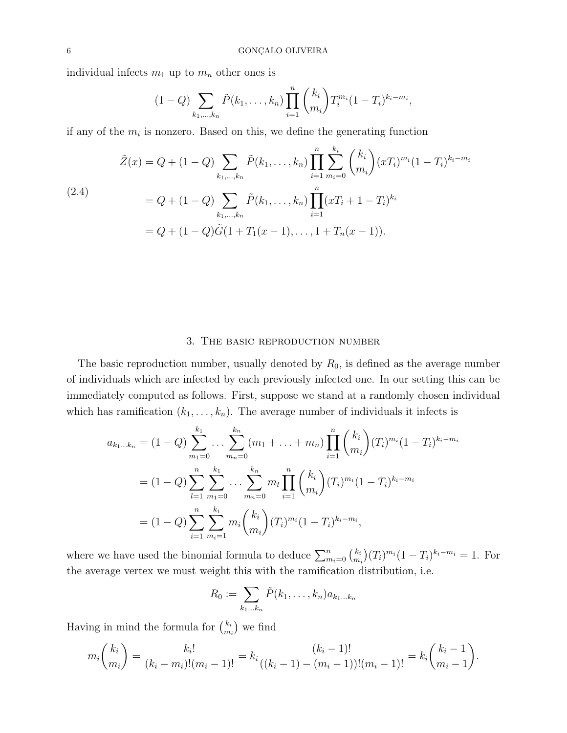individual infects $m_1$ up to $m_n$ other ones is

$$(1-Q)\sum_{k_1,\dots,k_n}\tilde{P}(k_1,\dots,k_n)\prod_{i=1}^{n}\binom{k_i}{m_i}T_i^{m_i}(1-T_i)^{k_i-m_i},$$

if any of the $m_i$ is nonzero. Based on this, we define the generating function

$$\begin{aligned}
\tilde{Z}(x) &= Q+(1-Q)\sum_{k_1,\dots,k_n}\tilde{P}(k_1,\dots,k_n)\prod_{i=1}^{n}\sum_{m_i=0}^{k_i}\binom{k_i}{m_i}(xT_i)^{m_i}(1-T_i)^{k_i-m_i} \\
&= Q+(1-Q)\sum_{k_1,\dots,k_n}\tilde{P}(k_1,\dots,k_n)\prod_{i=1}^{n}(xT_i+1-T_i)^{k_i} \\
&= Q+(1-Q)\tilde{G}(1+T_1(x-1),\dots,1+T_n(x-1)).
\end{aligned} \tag{2.4}$$

## 3. The basic reproduction number

The basic reproduction number, usually denoted by $R_0$, is defined as the average number of individuals which are infected by each previously infected one. In our setting this can be immediately computed as follows. First, suppose we stand at a randomly chosen individual which has ramification $(k_1,\dots,k_n)$. The average number of individuals it infects is

$$\begin{aligned}
a_{k_1\dots k_n} &= (1-Q)\sum_{m_1=0}^{k_1}\dots\sum_{m_n=0}^{k_n}(m_1+\dots+m_n)\prod_{i=1}^{n}\binom{k_i}{m_i}(T_i)^{m_i}(1-T_i)^{k_i-m_i} \\
&= (1-Q)\sum_{l=1}^{n}\sum_{m_1=0}^{k_1}\dots\sum_{m_n=0}^{k_n}m_l\prod_{i=1}^{n}\binom{k_i}{m_i}(T_i)^{m_i}(1-T_i)^{k_i-m_i} \\
&= (1-Q)\sum_{i=1}^{n}\sum_{m_i=1}^{k_i}m_i\binom{k_i}{m_i}(T_i)^{m_i}(1-T_i)^{k_i-m_i},
\end{aligned}$$

where we have used the binomial formula to deduce $\sum_{m_i=0}^{n}\binom{k_i}{m_i}(T_i)^{m_i}(1-T_i)^{k_i-m_i}=1$. For the average vertex we must weight this with the ramification distribution, i.e.

$$R_0 := \sum_{k_1\dots k_n}\tilde{P}(k_1,\dots,k_n)a_{k_1\dots k_n}$$

Having in mind the formula for $\binom{k_i}{m_i}$ we find

$$m_i\binom{k_i}{m_i}=\frac{k_i!}{(k_i-m_i)!(m_i-1)!}=k_i\frac{(k_i-1)!}{((k_i-1)-(m_i-1))!(m_i-1)!}=k_i\binom{k_i-1}{m_i-1}.$$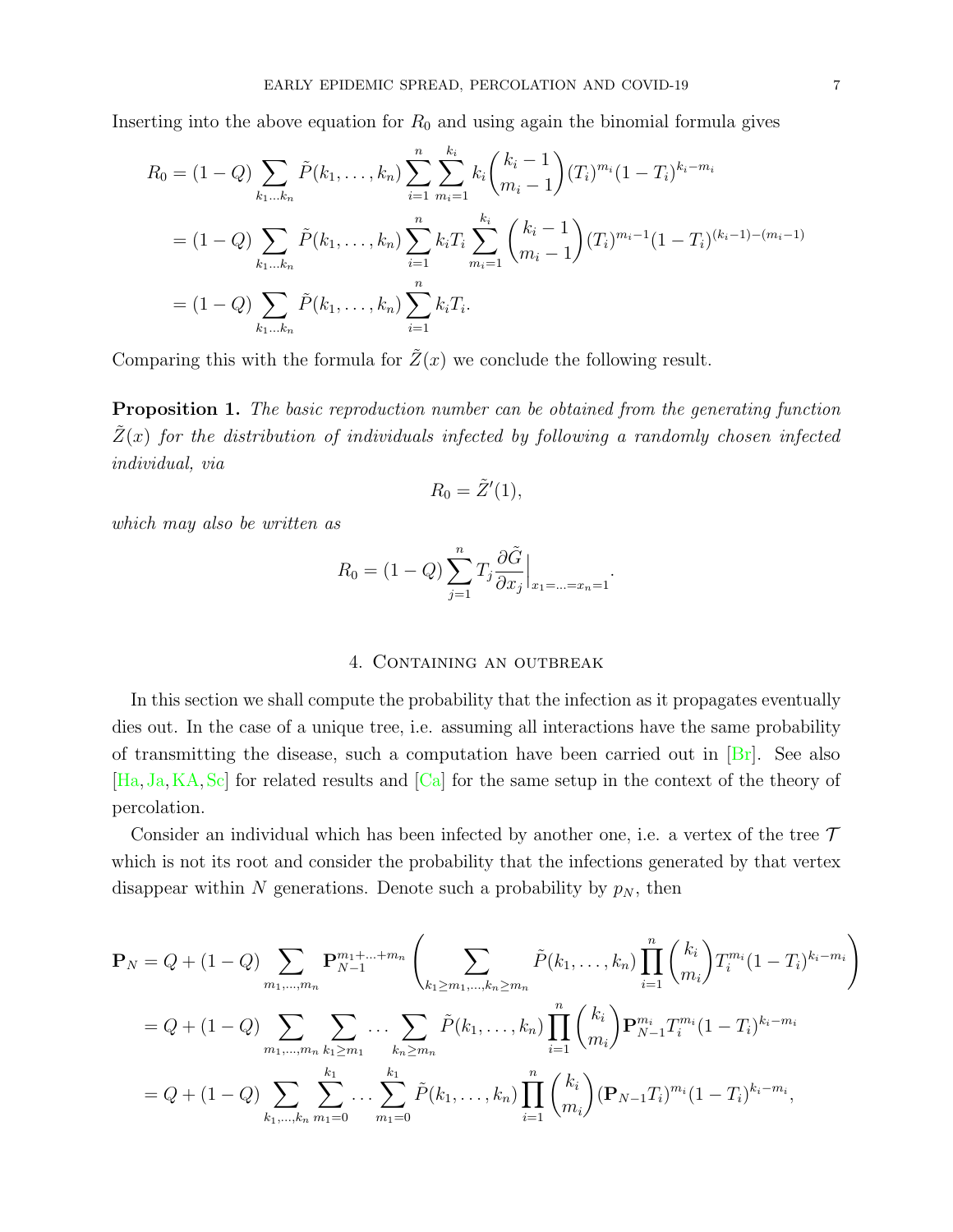Inserting into the above equation for $R_0$ and using again the binomial formula gives

$$
\begin{aligned}
R_0 &= (1-Q) \sum_{k_1 \dots k_n} \tilde{P}(k_1, \dots, k_n) \sum_{i=1}^{n} \sum_{m_i=1}^{k_i} k_i \binom{k_i - 1}{m_i - 1} (T_i)^{m_i} (1-T_i)^{k_i - m_i} \\
&= (1-Q) \sum_{k_1 \dots k_n} \tilde{P}(k_1, \dots, k_n) \sum_{i=1}^{n} k_i T_i \sum_{m_i=1}^{k_i} \binom{k_i - 1}{m_i - 1} (T_i)^{m_i - 1} (1-T_i)^{(k_i-1)-(m_i-1)} \\
&= (1-Q) \sum_{k_1 \dots k_n} \tilde{P}(k_1, \dots, k_n) \sum_{i=1}^{n} k_i T_i.
\end{aligned}
$$

Comparing this with the formula for $\tilde{Z}(x)$ we conclude the following result.

**Proposition 1.** *The basic reproduction number can be obtained from the generating function $\tilde{Z}(x)$ for the distribution of individuals infected by following a randomly chosen infected individual, via*

$$
R_0 = \tilde{Z}'(1),
$$

*which may also be written as*

$$
R_0 = (1-Q) \sum_{j=1}^{n} T_j \frac{\partial \tilde{G}}{\partial x_j}\Big|_{x_1 = \dots = x_n = 1}.
$$

## 4. Containing an outbreak

In this section we shall compute the probability that the infection as it propagates eventually dies out. In the case of a unique tree, i.e. assuming all interactions have the same probability of transmitting the disease, such a computation have been carried out in [Br]. See also [Ha, Ja, KA, Sc] for related results and [Ca] for the same setup in the context of the theory of percolation.

Consider an individual which has been infected by another one, i.e. a vertex of the tree $\mathcal{T}$ which is not its root and consider the probability that the infections generated by that vertex disappear within $N$ generations. Denote such a probability by $p_N$, then

$$
\begin{aligned}
\mathbf{P}_N &= Q + (1-Q) \sum_{m_1, \dots, m_n} \mathbf{P}_{N-1}^{m_1 + \dots + m_n} \left( \sum_{k_1 \geq m_1, \dots, k_n \geq m_n} \tilde{P}(k_1, \dots, k_n) \prod_{i=1}^{n} \binom{k_i}{m_i} T_i^{m_i} (1-T_i)^{k_i - m_i} \right) \\
&= Q + (1-Q) \sum_{m_1, \dots, m_n} \sum_{k_1 \geq m_1} \dots \sum_{k_n \geq m_n} \tilde{P}(k_1, \dots, k_n) \prod_{i=1}^{n} \binom{k_i}{m_i} \mathbf{P}_{N-1}^{m_i} T_i^{m_i} (1-T_i)^{k_i - m_i} \\
&= Q + (1-Q) \sum_{k_1, \dots, k_n} \sum_{m_1=0}^{k_1} \dots \sum_{m_1=0}^{k_1} \tilde{P}(k_1, \dots, k_n) \prod_{i=1}^{n} \binom{k_i}{m_i} (\mathbf{P}_{N-1} T_i)^{m_i} (1-T_i)^{k_i - m_i},
\end{aligned}
$$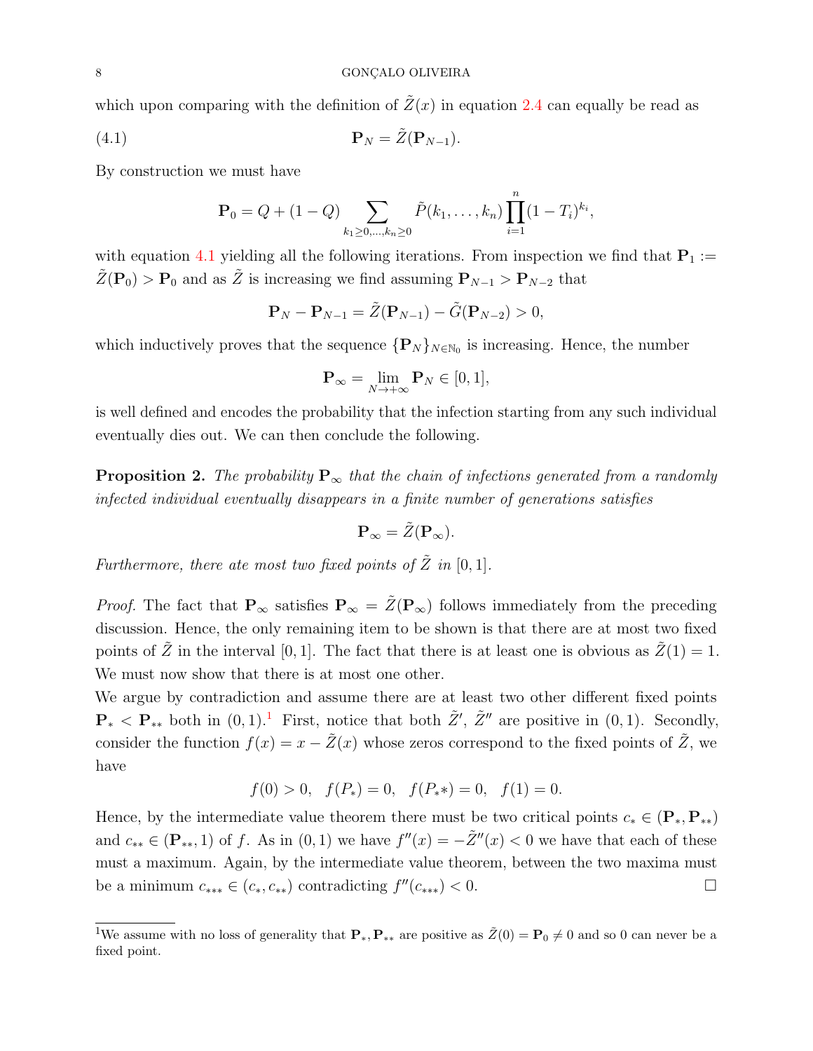which upon comparing with the definition of $\tilde{Z}(x)$ in equation 2.4 can equally be read as

$$\mathbf{P}_N = \tilde{Z}(\mathbf{P}_{N-1}). \tag{4.1}$$

By construction we must have

$$\mathbf{P}_0 = Q + (1-Q) \sum_{k_1 \geq 0, \ldots, k_n \geq 0} \tilde{P}(k_1, \ldots, k_n) \prod_{i=1}^{n} (1 - T_i)^{k_i},$$

with equation 4.1 yielding all the following iterations. From inspection we find that $\mathbf{P}_1 := \tilde{Z}(\mathbf{P}_0) > \mathbf{P}_0$ and as $\tilde{Z}$ is increasing we find assuming $\mathbf{P}_{N-1} > \mathbf{P}_{N-2}$ that

$$\mathbf{P}_N - \mathbf{P}_{N-1} = \tilde{Z}(\mathbf{P}_{N-1}) - \tilde{G}(\mathbf{P}_{N-2}) > 0,$$

which inductively proves that the sequence $\{\mathbf{P}_N\}_{N \in \mathbb{N}_0}$ is increasing. Hence, the number

$$\mathbf{P}_\infty = \lim_{N \to +\infty} \mathbf{P}_N \in [0,1],$$

is well defined and encodes the probability that the infection starting from any such individual eventually dies out. We can then conclude the following.

**Proposition 2.** *The probability $\mathbf{P}_\infty$ that the chain of infections generated from a randomly infected individual eventually disappears in a finite number of generations satisfies*

$$\mathbf{P}_\infty = \tilde{Z}(\mathbf{P}_\infty).$$

*Furthermore, there ate most two fixed points of $\tilde{Z}$ in $[0,1]$.*

*Proof.* The fact that $\mathbf{P}_\infty$ satisfies $\mathbf{P}_\infty = \tilde{Z}(\mathbf{P}_\infty)$ follows immediately from the preceding discussion. Hence, the only remaining item to be shown is that there are at most two fixed points of $\tilde{Z}$ in the interval $[0,1]$. The fact that there is at least one is obvious as $\tilde{Z}(1) = 1$. We must now show that there is at most one other.
We argue by contradiction and assume there are at least two other different fixed points $\mathbf{P}_* < \mathbf{P}_{**}$ both in $(0,1)$.[1] First, notice that both $\tilde{Z}'$, $\tilde{Z}''$ are positive in $(0,1)$. Secondly, consider the function $f(x) = x - \tilde{Z}(x)$ whose zeros correspond to the fixed points of $\tilde{Z}$, we have

$$f(0) > 0, \quad f(P_*) = 0, \quad f(P_* *) = 0, \quad f(1) = 0.$$

Hence, by the intermediate value theorem there must be two critical points $c_* \in (\mathbf{P}_*, \mathbf{P}_{**})$ and $c_{**} \in (\mathbf{P}_{**}, 1)$ of $f$. As in $(0,1)$ we have $f''(x) = -\tilde{Z}''(x) < 0$ we have that each of these must a maximum. Again, by the intermediate value theorem, between the two maxima must be a minimum $c_{***} \in (c_*, c_{**})$ contradicting $f''(c_{***}) < 0$. □

[1]We assume with no loss of generality that $\mathbf{P}_*, \mathbf{P}_{**}$ are positive as $\tilde{Z}(0) = \mathbf{P}_0 \neq 0$ and so 0 can never be a fixed point.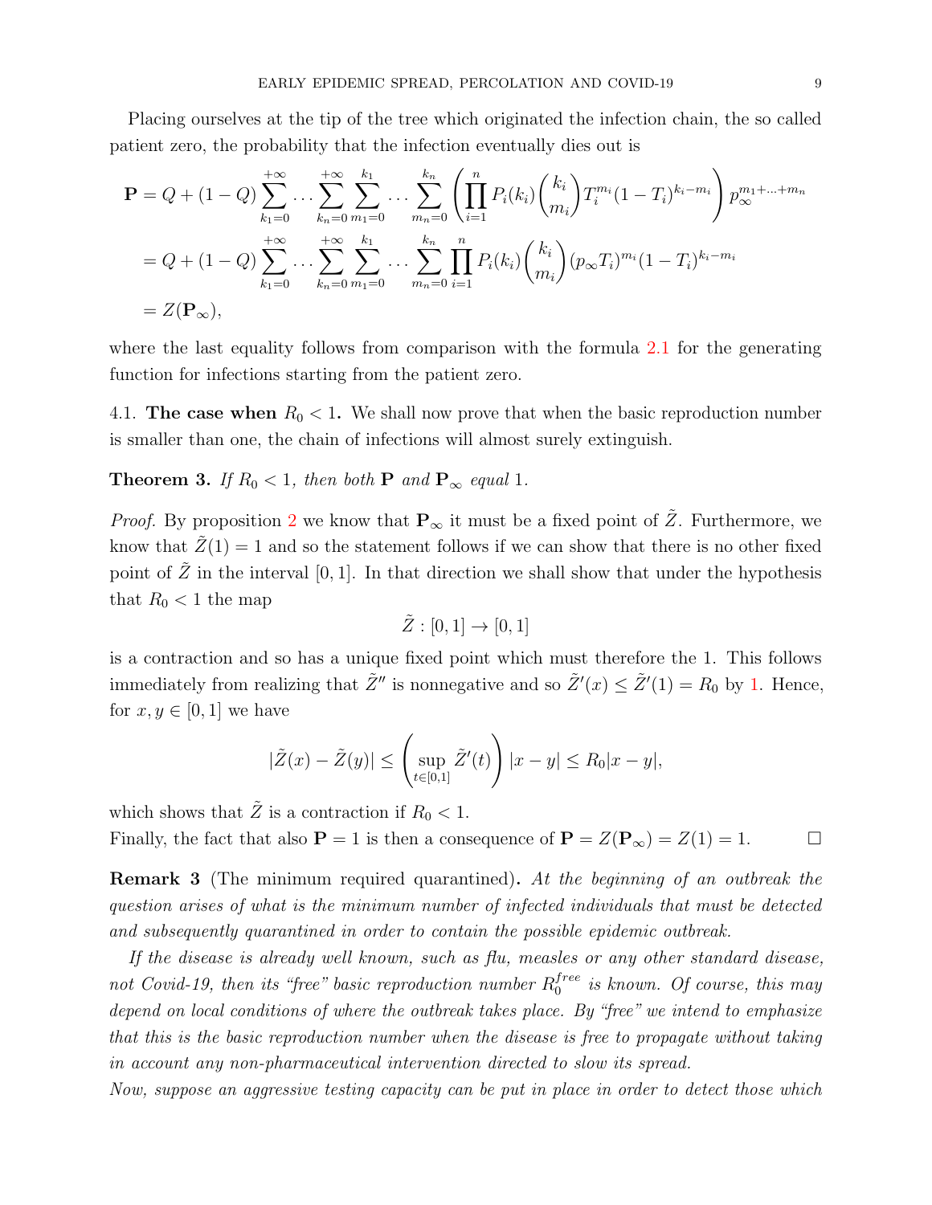Placing ourselves at the tip of the tree which originated the infection chain, the so called patient zero, the probability that the infection eventually dies out is

$$
\begin{aligned}
\mathbf{P} &= Q + (1-Q) \sum_{k_1=0}^{+\infty} \cdots \sum_{k_n=0}^{+\infty} \sum_{m_1=0}^{k_1} \cdots \sum_{m_n=0}^{k_n} \left( \prod_{i=1}^{n} P_i(k_i) \binom{k_i}{m_i} T_i^{m_i} (1-T_i)^{k_i-m_i} \right) p_\infty^{m_1+\ldots+m_n} \\
&= Q + (1-Q) \sum_{k_1=0}^{+\infty} \cdots \sum_{k_n=0}^{+\infty} \sum_{m_1=0}^{k_1} \cdots \sum_{m_n=0}^{k_n} \prod_{i=1}^{n} P_i(k_i) \binom{k_i}{m_i} (p_\infty T_i)^{m_i} (1-T_i)^{k_i-m_i} \\
&= Z(\mathbf{P}_\infty),
\end{aligned}
$$

where the last equality follows from comparison with the formula 2.1 for the generating function for infections starting from the patient zero.

4.1. **The case when $R_0 < 1$.** We shall now prove that when the basic reproduction number is smaller than one, the chain of infections will almost surely extinguish.

**Theorem 3.** *If $R_0 < 1$, then both $\mathbf{P}$ and $\mathbf{P}_\infty$ equal 1.*

*Proof.* By proposition 2 we know that $\mathbf{P}_\infty$ it must be a fixed point of $\tilde{Z}$. Furthermore, we know that $\tilde{Z}(1) = 1$ and so the statement follows if we can show that there is no other fixed point of $\tilde{Z}$ in the interval $[0, 1]$. In that direction we shall show that under the hypothesis that $R_0 < 1$ the map

$$
\tilde{Z} : [0, 1] \to [0, 1]
$$

is a contraction and so has a unique fixed point which must therefore the 1. This follows immediately from realizing that $\tilde{Z}''$ is nonnegative and so $\tilde{Z}'(x) \leq \tilde{Z}'(1) = R_0$ by 1. Hence, for $x, y \in [0, 1]$ we have

$$
|\tilde{Z}(x) - \tilde{Z}(y)| \leq \left( \sup_{t \in [0,1]} \tilde{Z}'(t) \right) |x - y| \leq R_0 |x - y|,
$$

which shows that $\tilde{Z}$ is a contraction if $R_0 < 1$.

Finally, the fact that also $\mathbf{P} = 1$ is then a consequence of $\mathbf{P} = Z(\mathbf{P}_\infty) = Z(1) = 1$. □

**Remark 3** (The minimum required quarantined)**.** *At the beginning of an outbreak the question arises of what is the minimum number of infected individuals that must be detected and subsequently quarantined in order to contain the possible epidemic outbreak.*

*If the disease is already well known, such as flu, measles or any other standard disease, not Covid-19, then its "free" basic reproduction number $R_0^{free}$ is known. Of course, this may depend on local conditions of where the outbreak takes place. By "free" we intend to emphasize that this is the basic reproduction number when the disease is free to propagate without taking in account any non-pharmaceutical intervention directed to slow its spread.*

*Now, suppose an aggressive testing capacity can be put in place in order to detect those which*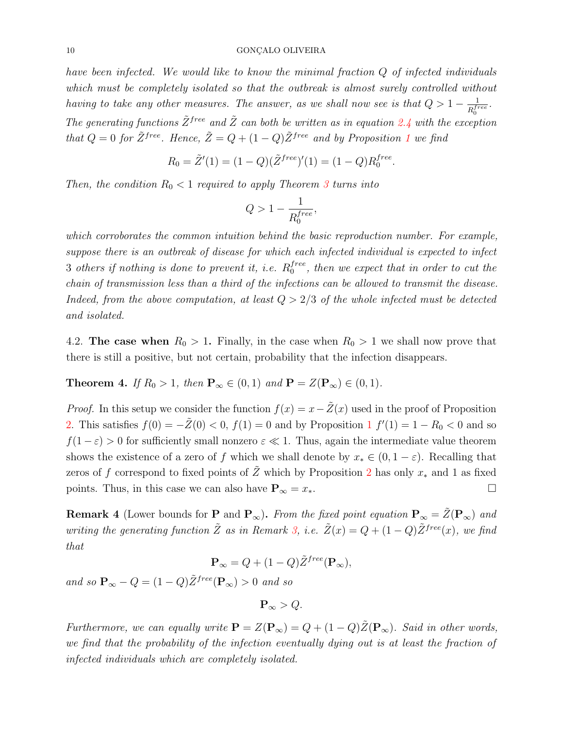*have been infected. We would like to know the minimal fraction $Q$ of infected individuals which must be completely isolated so that the outbreak is almost surely controlled without having to take any other measures. The answer, as we shall now see is that $Q > 1 - \frac{1}{R_0^{free}}$. The generating functions $\tilde{Z}^{free}$ and $\tilde{Z}$ can both be written as in equation 2.4 with the exception that $Q = 0$ for $\tilde{Z}^{free}$. Hence, $\tilde{Z} = Q + (1-Q)\tilde{Z}^{free}$ and by Proposition 1 we find*

$$R_0 = \tilde{Z}'(1) = (1-Q)(\tilde{Z}^{free})'(1) = (1-Q)R_0^{free}.$$

*Then, the condition $R_0 < 1$ required to apply Theorem 3 turns into*

$$Q > 1 - \frac{1}{R_0^{free}},$$

*which corroborates the common intuition behind the basic reproduction number. For example, suppose there is an outbreak of disease for which each infected individual is expected to infect 3 others if nothing is done to prevent it, i.e. $R_0^{free}$, then we expect that in order to cut the chain of transmission less than a third of the infections can be allowed to transmit the disease. Indeed, from the above computation, at least $Q > 2/3$ of the whole infected must be detected and isolated.*

4.2. **The case when $R_0 > 1$.** Finally, in the case when $R_0 > 1$ we shall now prove that there is still a positive, but not certain, probability that the infection disappears.

**Theorem 4.** *If $R_0 > 1$, then $\mathbf{P}_\infty \in (0,1)$ and $\mathbf{P} = Z(\mathbf{P}_\infty) \in (0,1)$.*

*Proof.* In this setup we consider the function $f(x) = x - \tilde{Z}(x)$ used in the proof of Proposition 2. This satisfies $f(0) = -\tilde{Z}(0) < 0$, $f(1) = 0$ and by Proposition 1 $f'(1) = 1 - R_0 < 0$ and so $f(1-\varepsilon) > 0$ for sufficiently small nonzero $\varepsilon \ll 1$. Thus, again the intermediate value theorem shows the existence of a zero of $f$ which we shall denote by $x_* \in (0, 1-\varepsilon)$. Recalling that zeros of $f$ correspond to fixed points of $\tilde{Z}$ which by Proposition 2 has only $x_*$ and 1 as fixed points. Thus, in this case we can also have $\mathbf{P}_\infty = x_*$. □

**Remark 4** (Lower bounds for $\mathbf{P}$ and $\mathbf{P}_\infty$). *From the fixed point equation $\mathbf{P}_\infty = \tilde{Z}(\mathbf{P}_\infty)$ and writing the generating function $\tilde{Z}$ as in Remark 3, i.e. $\tilde{Z}(x) = Q + (1-Q)\tilde{Z}^{free}(x)$, we find that*

$$\mathbf{P}_\infty = Q + (1-Q)\tilde{Z}^{free}(\mathbf{P}_\infty),$$

*and so $\mathbf{P}_\infty - Q = (1-Q)\tilde{Z}^{free}(\mathbf{P}_\infty) > 0$ and so*

$$\mathbf{P}_\infty > Q.$$

*Furthermore, we can equally write $\mathbf{P} = Z(\mathbf{P}_\infty) = Q + (1-Q)\tilde{Z}(\mathbf{P}_\infty)$. Said in other words, we find that the probability of the infection eventually dying out is at least the fraction of infected individuals which are completely isolated.*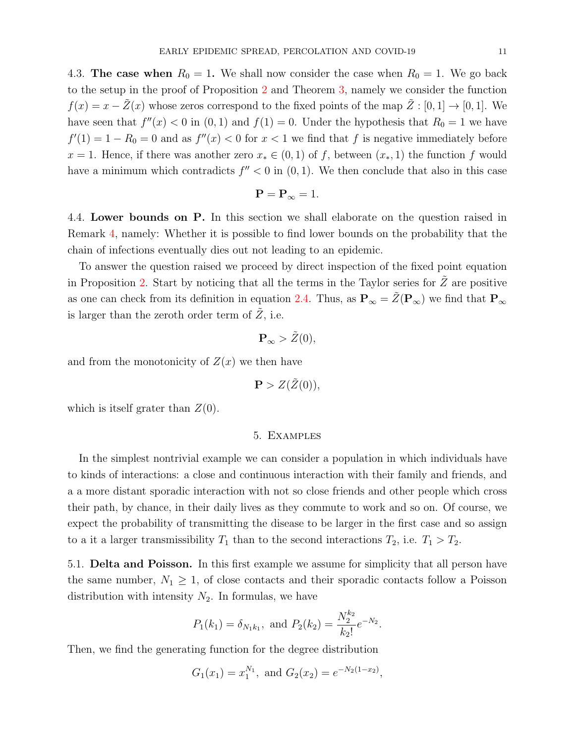4.3. **The case when $R_0 = 1$.** We shall now consider the case when $R_0 = 1$. We go back to the setup in the proof of Proposition 2 and Theorem 3, namely we consider the function $f(x) = x - \tilde{Z}(x)$ whose zeros correspond to the fixed points of the map $\tilde{Z} : [0,1] \to [0,1]$. We have seen that $f''(x) < 0$ in $(0,1)$ and $f(1) = 0$. Under the hypothesis that $R_0 = 1$ we have $f'(1) = 1 - R_0 = 0$ and as $f''(x) < 0$ for $x < 1$ we find that $f$ is negative immediately before $x = 1$. Hence, if there was another zero $x_* \in (0,1)$ of $f$, between $(x_*, 1)$ the function $f$ would have a minimum which contradicts $f'' < 0$ in $(0,1)$. We then conclude that also in this case

$$\mathbf{P} = \mathbf{P}_\infty = 1.$$

4.4. **Lower bounds on P.** In this section we shall elaborate on the question raised in Remark 4, namely: Whether it is possible to find lower bounds on the probability that the chain of infections eventually dies out not leading to an epidemic.

To answer the question raised we proceed by direct inspection of the fixed point equation in Proposition 2. Start by noticing that all the terms in the Taylor series for $\tilde{Z}$ are positive as one can check from its definition in equation 2.4. Thus, as $\mathbf{P}_\infty = \tilde{Z}(\mathbf{P}_\infty)$ we find that $\mathbf{P}_\infty$ is larger than the zeroth order term of $\tilde{Z}$, i.e.

$$\mathbf{P}_\infty > \tilde{Z}(0),$$

and from the monotonicity of $Z(x)$ we then have

$$\mathbf{P} > Z(\tilde{Z}(0)),$$

which is itself grater than $Z(0)$.

## 5. Examples

In the simplest nontrivial example we can consider a population in which individuals have to kinds of interactions: a close and continuous interaction with their family and friends, and a a more distant sporadic interaction with not so close friends and other people which cross their path, by chance, in their daily lives as they commute to work and so on. Of course, we expect the probability of transmitting the disease to be larger in the first case and so assign to a it a larger transmissibility $T_1$ than to the second interactions $T_2$, i.e. $T_1 > T_2$.

5.1. **Delta and Poisson.** In this first example we assume for simplicity that all person have the same number, $N_1 \geq 1$, of close contacts and their sporadic contacts follow a Poisson distribution with intensity $N_2$. In formulas, we have

$$P_1(k_1) = \delta_{N_1 k_1}, \text{ and } P_2(k_2) = \frac{N_2^{k_2}}{k_2!} e^{-N_2}.$$

Then, we find the generating function for the degree distribution

$$G_1(x_1) = x_1^{N_1}, \text{ and } G_2(x_2) = e^{-N_2(1-x_2)},$$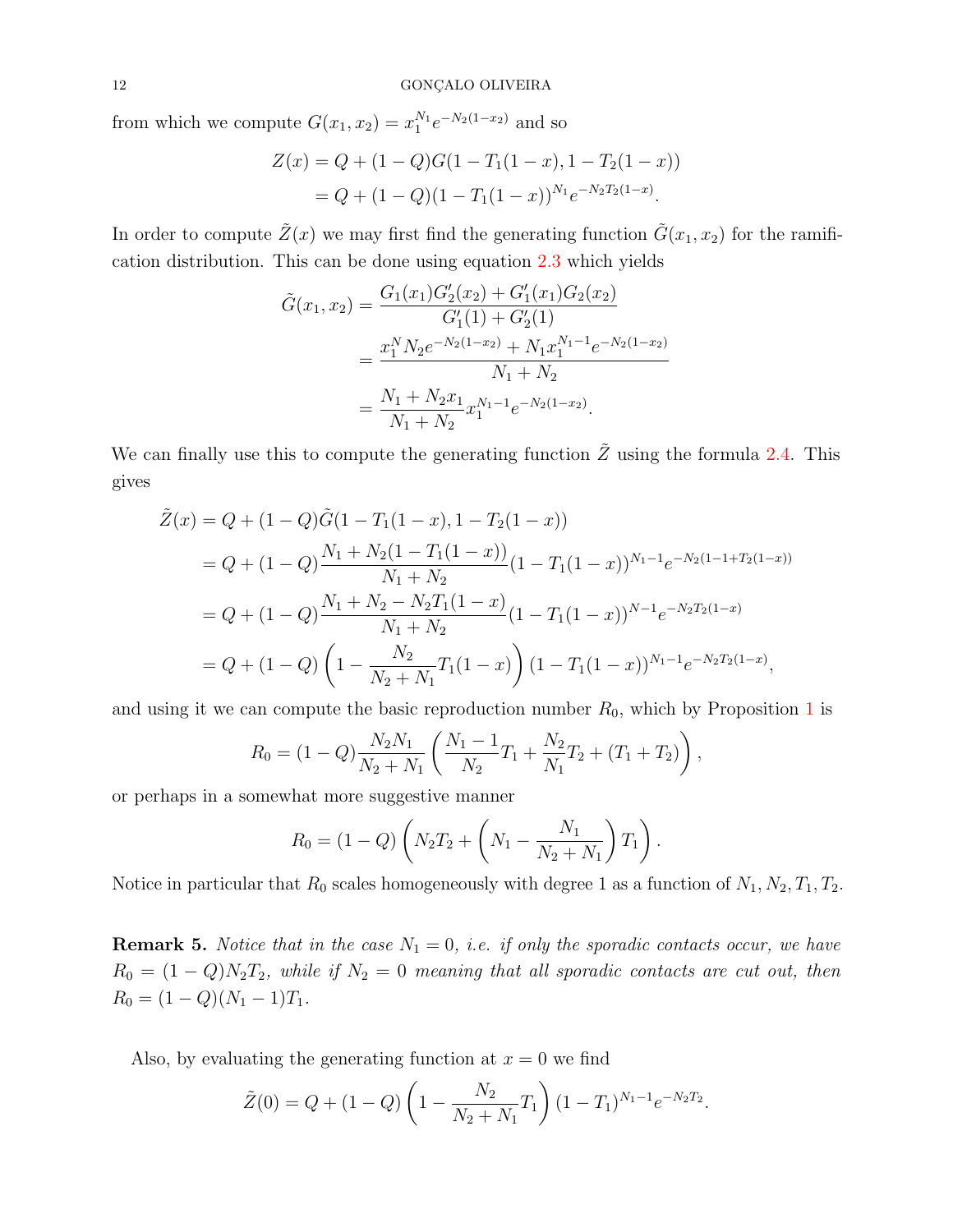from which we compute $G(x_1, x_2) = x_1^{N_1} e^{-N_2(1-x_2)}$ and so

$$
\begin{aligned}
Z(x) &= Q + (1-Q) G(1 - T_1(1-x), 1 - T_2(1-x)) \\
&= Q + (1-Q)(1 - T_1(1-x))^{N_1} e^{-N_2 T_2 (1-x)}.
\end{aligned}
$$

In order to compute $\tilde{Z}(x)$ we may first find the generating function $\tilde{G}(x_1, x_2)$ for the ramification distribution. This can be done using equation 2.3 which yields

$$
\begin{aligned}
\tilde{G}(x_1, x_2) &= \frac{G_1(x_1) G_2'(x_2) + G_1'(x_1) G_2(x_2)}{G_1'(1) + G_2'(1)} \\
&= \frac{x_1^N N_2 e^{-N_2(1-x_2)} + N_1 x_1^{N_1 - 1} e^{-N_2(1-x_2)}}{N_1 + N_2} \\
&= \frac{N_1 + N_2 x_1}{N_1 + N_2} x_1^{N_1 - 1} e^{-N_2(1-x_2)}.
\end{aligned}
$$

We can finally use this to compute the generating function $\tilde{Z}$ using the formula 2.4. This gives

$$
\begin{aligned}
\tilde{Z}(x) &= Q + (1-Q) \tilde{G}(1 - T_1(1-x), 1 - T_2(1-x)) \\
&= Q + (1-Q) \frac{N_1 + N_2(1 - T_1(1-x))}{N_1 + N_2} (1 - T_1(1-x))^{N_1 - 1} e^{-N_2(1 - 1 + T_2(1-x))} \\
&= Q + (1-Q) \frac{N_1 + N_2 - N_2 T_1(1-x)}{N_1 + N_2} (1 - T_1(1-x))^{N-1} e^{-N_2 T_2 (1-x)} \\
&= Q + (1-Q) \left( 1 - \frac{N_2}{N_2 + N_1} T_1(1-x) \right) (1 - T_1(1-x))^{N_1 - 1} e^{-N_2 T_2 (1-x)},
\end{aligned}
$$

and using it we can compute the basic reproduction number $R_0$, which by Proposition 1 is

$$
R_0 = (1-Q) \frac{N_2 N_1}{N_2 + N_1} \left( \frac{N_1 - 1}{N_2} T_1 + \frac{N_2}{N_1} T_2 + (T_1 + T_2) \right),
$$

or perhaps in a somewhat more suggestive manner

$$
R_0 = (1-Q) \left( N_2 T_2 + \left( N_1 - \frac{N_1}{N_2 + N_1} \right) T_1 \right).
$$

Notice in particular that $R_0$ scales homogeneously with degree 1 as a function of $N_1, N_2, T_1, T_2$.

**Remark 5.** *Notice that in the case $N_1 = 0$, i.e. if only the sporadic contacts occur, we have $R_0 = (1-Q) N_2 T_2$, while if $N_2 = 0$ meaning that all sporadic contacts are cut out, then $R_0 = (1-Q)(N_1 - 1) T_1$.*

Also, by evaluating the generating function at $x = 0$ we find

$$
\tilde{Z}(0) = Q + (1-Q) \left( 1 - \frac{N_2}{N_2 + N_1} T_1 \right) (1 - T_1)^{N_1 - 1} e^{-N_2 T_2}.
$$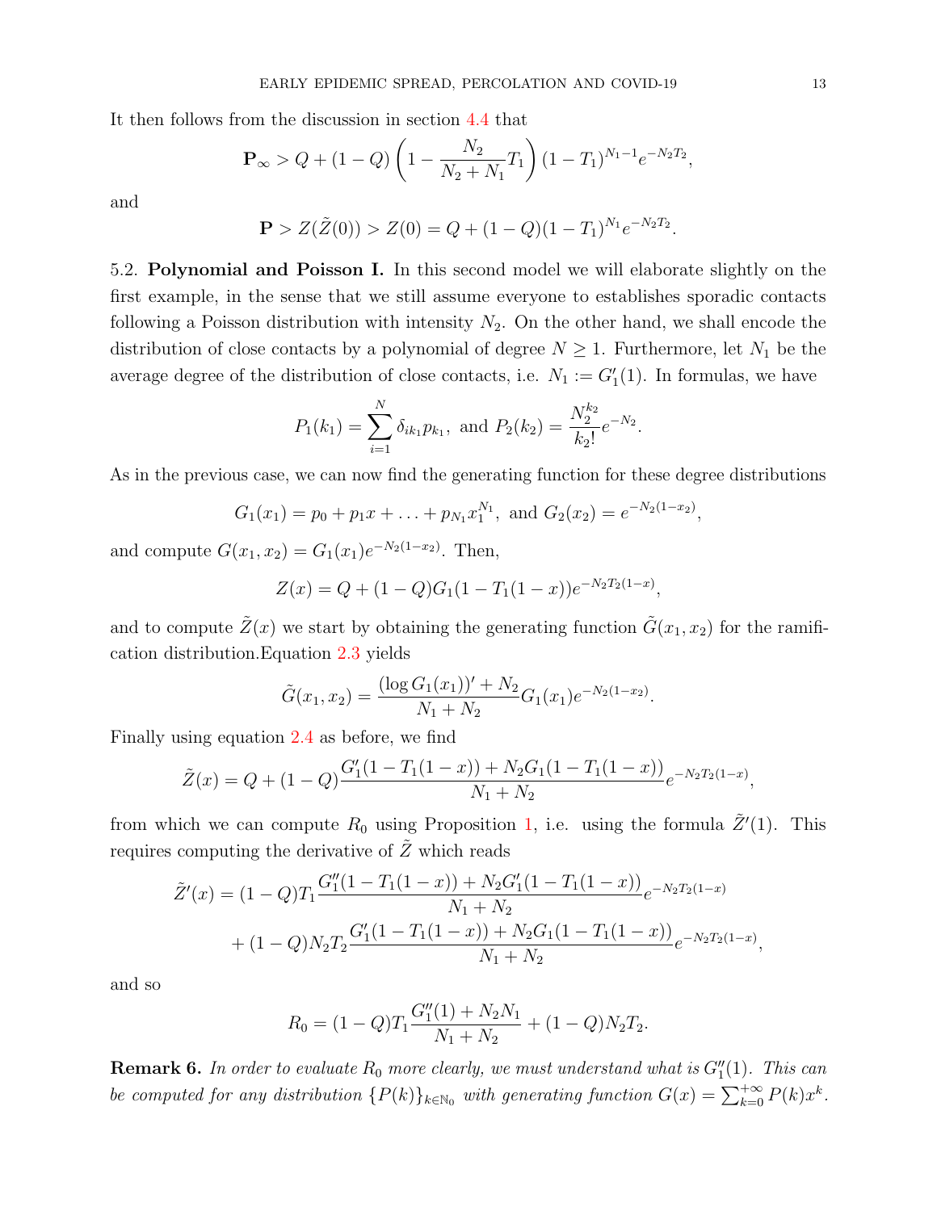It then follows from the discussion in section 4.4 that

$$\mathbf{P}_\infty > Q + (1-Q)\left(1 - \frac{N_2}{N_2+N_1}T_1\right)(1-T_1)^{N_1-1}e^{-N_2T_2},$$

and

$$\mathbf{P} > Z(\tilde{Z}(0)) > Z(0) = Q + (1-Q)(1-T_1)^{N_1}e^{-N_2T_2}.$$

5.2. **Polynomial and Poisson I.** In this second model we will elaborate slightly on the first example, in the sense that we still assume everyone to establishes sporadic contacts following a Poisson distribution with intensity $N_2$. On the other hand, we shall encode the distribution of close contacts by a polynomial of degree $N \geq 1$. Furthermore, let $N_1$ be the average degree of the distribution of close contacts, i.e. $N_1 := G_1'(1)$. In formulas, we have

$$P_1(k_1) = \sum_{i=1}^{N} \delta_{ik_1}p_{k_1}, \text{ and } P_2(k_2) = \frac{N_2^{k_2}}{k_2!}e^{-N_2}.$$

As in the previous case, we can now find the generating function for these degree distributions

$$G_1(x_1) = p_0 + p_1 x + \ldots + p_{N_1}x_1^{N_1}, \text{ and } G_2(x_2) = e^{-N_2(1-x_2)},$$

and compute $G(x_1, x_2) = G_1(x_1)e^{-N_2(1-x_2)}$. Then,

$$Z(x) = Q + (1-Q)G_1(1 - T_1(1-x))e^{-N_2T_2(1-x)},$$

and to compute $\tilde{Z}(x)$ we start by obtaining the generating function $\tilde{G}(x_1, x_2)$ for the ramification distribution.Equation 2.3 yields

$$\tilde{G}(x_1, x_2) = \frac{(\log G_1(x_1))' + N_2}{N_1 + N_2}G_1(x_1)e^{-N_2(1-x_2)}.$$

Finally using equation 2.4 as before, we find

$$\tilde{Z}(x) = Q + (1-Q)\frac{G_1'(1 - T_1(1-x)) + N_2G_1(1 - T_1(1-x))}{N_1 + N_2}e^{-N_2T_2(1-x)},$$

from which we can compute $R_0$ using Proposition 1, i.e. using the formula $\tilde{Z}'(1)$. This requires computing the derivative of $\tilde{Z}$ which reads

$$\begin{aligned}
\tilde{Z}'(x) &= (1-Q)T_1\frac{G_1''(1 - T_1(1-x)) + N_2G_1'(1 - T_1(1-x))}{N_1 + N_2}e^{-N_2T_2(1-x)} \\
&\quad + (1-Q)N_2T_2\frac{G_1'(1 - T_1(1-x)) + N_2G_1(1 - T_1(1-x))}{N_1 + N_2}e^{-N_2T_2(1-x)},
\end{aligned}$$

and so

$$R_0 = (1-Q)T_1\frac{G_1''(1) + N_2N_1}{N_1 + N_2} + (1-Q)N_2T_2.$$

**Remark 6.** *In order to evaluate $R_0$ more clearly, we must understand what is $G_1''(1)$. This can be computed for any distribution $\{P(k)\}_{k \in \mathbb{N}_0}$ with generating function $G(x) = \sum_{k=0}^{+\infty} P(k)x^k$.*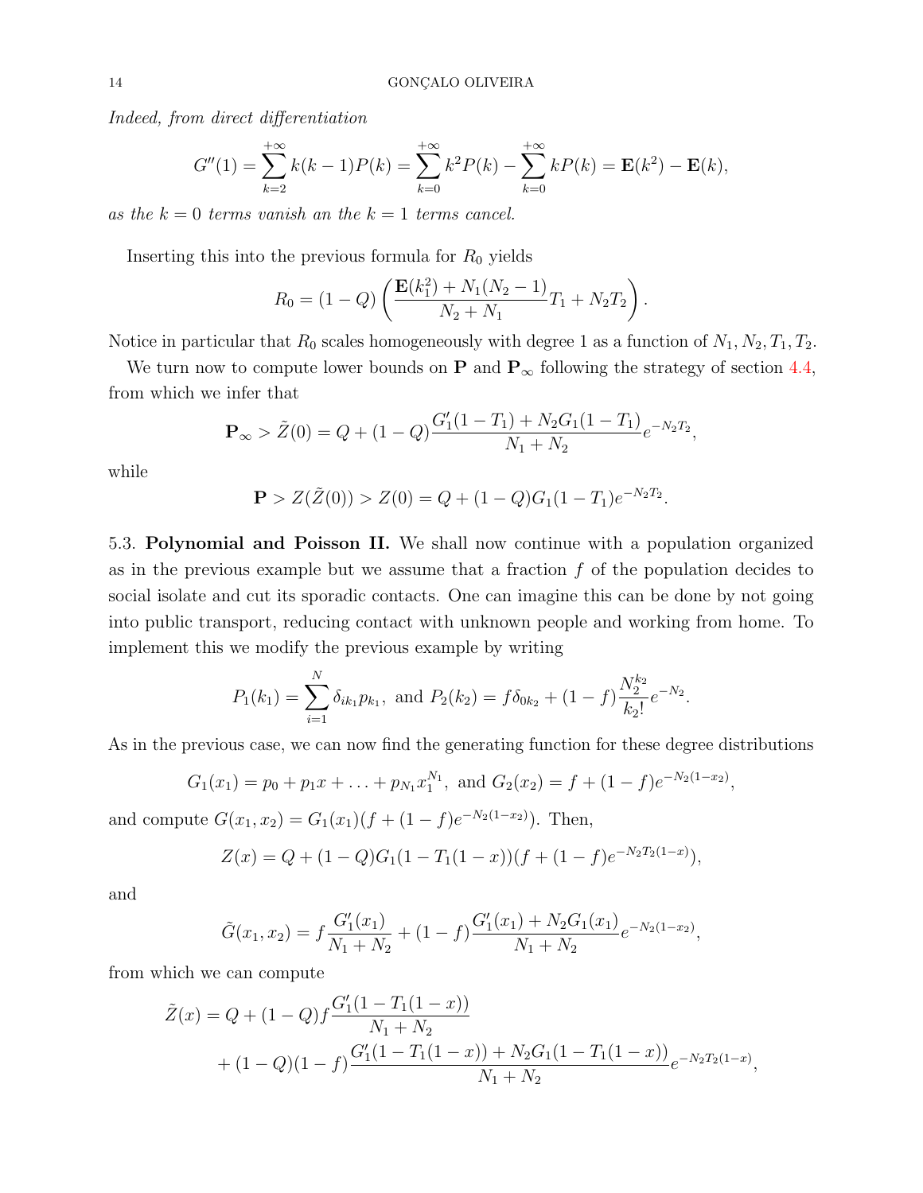*Indeed, from direct differentiation*

$$G''(1) = \sum_{k=2}^{+\infty} k(k-1)P(k) = \sum_{k=0}^{+\infty} k^2 P(k) - \sum_{k=0}^{+\infty} kP(k) = \mathbf{E}(k^2) - \mathbf{E}(k),$$

*as the $k = 0$ terms vanish an the $k = 1$ terms cancel.*

Inserting this into the previous formula for $R_0$ yields

$$R_0 = (1-Q)\left(\frac{\mathbf{E}(k_1^2) + N_1(N_2-1)}{N_2+N_1}T_1 + N_2 T_2\right).$$

Notice in particular that $R_0$ scales homogeneously with degree 1 as a function of $N_1, N_2, T_1, T_2$.

We turn now to compute lower bounds on $\mathbf{P}$ and $\mathbf{P}_\infty$ following the strategy of section 4.4, from which we infer that

$$\mathbf{P}_\infty > \tilde{Z}(0) = Q + (1-Q)\frac{G_1'(1-T_1) + N_2 G_1(1-T_1)}{N_1+N_2}e^{-N_2T_2},$$

while

$$\mathbf{P} > Z(\tilde{Z}(0)) > Z(0) = Q + (1-Q)G_1(1-T_1)e^{-N_2T_2}.$$

5.3. **Polynomial and Poisson II.** We shall now continue with a population organized as in the previous example but we assume that a fraction $f$ of the population decides to social isolate and cut its sporadic contacts. One can imagine this can be done by not going into public transport, reducing contact with unknown people and working from home. To implement this we modify the previous example by writing

$$P_1(k_1) = \sum_{i=1}^{N} \delta_{ik_1} p_{k_1}, \text{ and } P_2(k_2) = f\delta_{0k_2} + (1-f)\frac{N_2^{k_2}}{k_2!}e^{-N_2}.$$

As in the previous case, we can now find the generating function for these degree distributions

$$G_1(x_1) = p_0 + p_1 x + \ldots + p_{N_1}x_1^{N_1}, \text{ and } G_2(x_2) = f + (1-f)e^{-N_2(1-x_2)},$$

and compute $G(x_1, x_2) = G_1(x_1)(f + (1-f)e^{-N_2(1-x_2)})$. Then,

$$Z(x) = Q + (1-Q)G_1(1-T_1(1-x))(f + (1-f)e^{-N_2T_2(1-x)}),$$

and

$$\tilde{G}(x_1, x_2) = f\frac{G_1'(x_1)}{N_1+N_2} + (1-f)\frac{G_1'(x_1) + N_2G_1(x_1)}{N_1+N_2}e^{-N_2(1-x_2)},$$

from which we can compute

$$\begin{aligned}\tilde{Z}(x) = Q &+ (1-Q)f\frac{G_1'(1-T_1(1-x))}{N_1+N_2} \\ &+ (1-Q)(1-f)\frac{G_1'(1-T_1(1-x)) + N_2G_1(1-T_1(1-x))}{N_1+N_2}e^{-N_2T_2(1-x)},\end{aligned}$$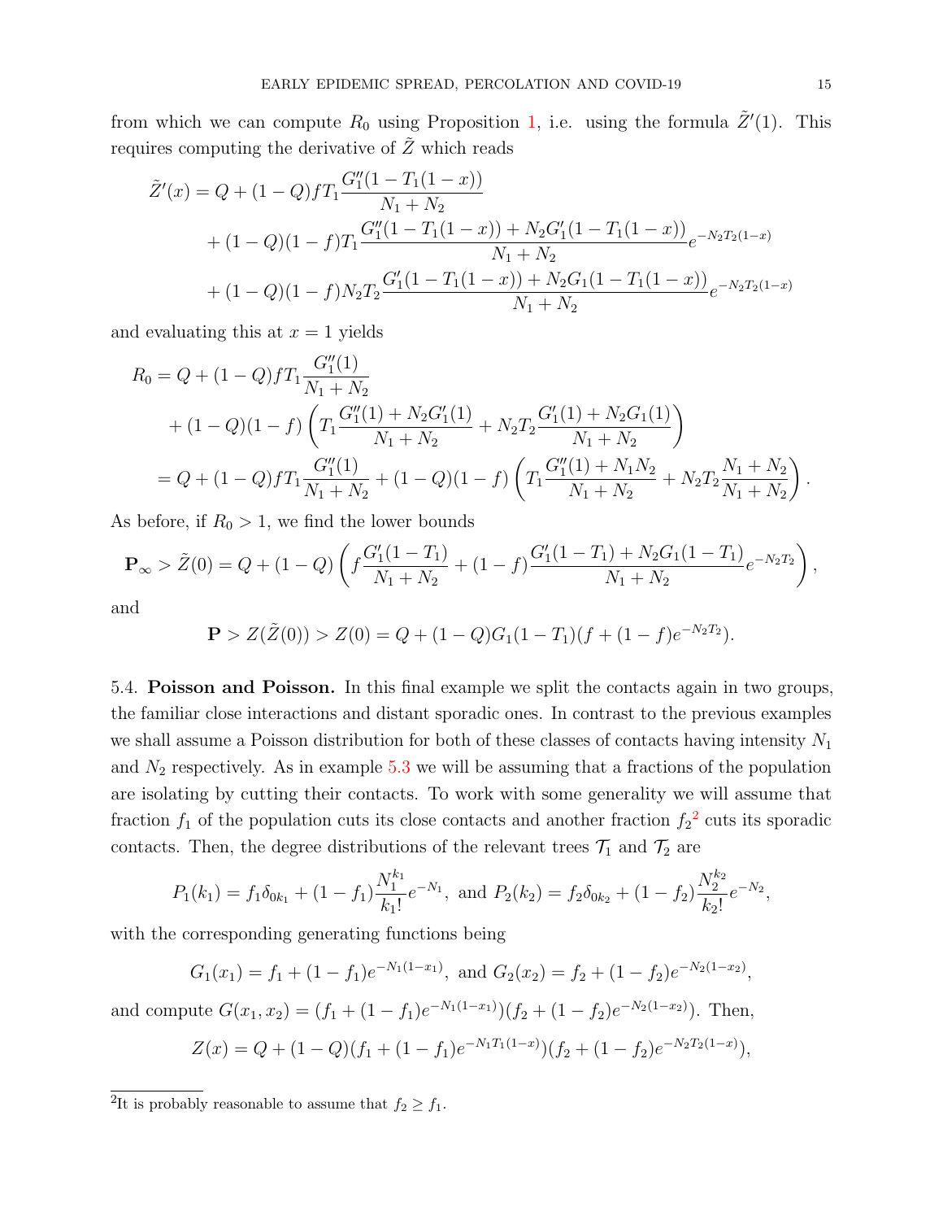from which we can compute $R_0$ using Proposition 1, i.e. using the formula $\tilde{Z}'(1)$. This requires computing the derivative of $\tilde{Z}$ which reads

$$
\begin{aligned}
\tilde{Z}'(x) = Q &+ (1-Q)fT_1\frac{G_1''(1-T_1(1-x))}{N_1+N_2} \\
&+ (1-Q)(1-f)T_1\frac{G_1''(1-T_1(1-x)) + N_2G_1'(1-T_1(1-x))}{N_1+N_2}e^{-N_2T_2(1-x)} \\
&+ (1-Q)(1-f)N_2T_2\frac{G_1'(1-T_1(1-x)) + N_2G_1(1-T_1(1-x))}{N_1+N_2}e^{-N_2T_2(1-x)}
\end{aligned}
$$

and evaluating this at $x=1$ yields

$$
\begin{aligned}
R_0 &= Q + (1-Q)fT_1\frac{G_1''(1)}{N_1+N_2} \\
&\quad + (1-Q)(1-f)\left(T_1\frac{G_1''(1) + N_2G_1'(1)}{N_1+N_2} + N_2T_2\frac{G_1'(1)+N_2G_1(1)}{N_1+N_2}\right) \\
&= Q + (1-Q)fT_1\frac{G_1''(1)}{N_1+N_2} + (1-Q)(1-f)\left(T_1\frac{G_1''(1)+N_1N_2}{N_1+N_2} + N_2T_2\frac{N_1+N_2}{N_1+N_2}\right).
\end{aligned}
$$

As before, if $R_0 > 1$, we find the lower bounds

$$
\mathbf{P}_\infty > \tilde{Z}(0) = Q + (1-Q)\left(f\frac{G_1'(1-T_1)}{N_1+N_2} + (1-f)\frac{G_1'(1-T_1) + N_2G_1(1-T_1)}{N_1+N_2}e^{-N_2T_2}\right),
$$

and

$$
\mathbf{P} > Z(\tilde{Z}(0)) > Z(0) = Q + (1-Q)G_1(1-T_1)(f + (1-f)e^{-N_2T_2}).
$$

5.4. **Poisson and Poisson.** In this final example we split the contacts again in two groups, the familiar close interactions and distant sporadic ones. In contrast to the previous examples we shall assume a Poisson distribution for both of these classes of contacts having intensity $N_1$ and $N_2$ respectively. As in example 5.3 we will be assuming that a fractions of the population are isolating by cutting their contacts. To work with some generality we will assume that fraction $f_1$ of the population cuts its close contacts and another fraction $f_2$[2] cuts its sporadic contacts. Then, the degree distributions of the relevant trees $\mathcal{T}_1$ and $\mathcal{T}_2$ are

$$
P_1(k_1) = f_1\delta_{0k_1} + (1-f_1)\frac{N_1^{k_1}}{k_1!}e^{-N_1}, \text{ and } P_2(k_2) = f_2\delta_{0k_2} + (1-f_2)\frac{N_2^{k_2}}{k_2!}e^{-N_2},
$$

with the corresponding generating functions being

$$
G_1(x_1) = f_1 + (1-f_1)e^{-N_1(1-x_1)}, \text{ and } G_2(x_2) = f_2 + (1-f_2)e^{-N_2(1-x_2)},
$$

and compute $G(x_1,x_2) = (f_1 + (1-f_1)e^{-N_1(1-x_1)})(f_2 + (1-f_2)e^{-N_2(1-x_2)})$. Then,

$$
Z(x) = Q + (1-Q)(f_1 + (1-f_1)e^{-N_1T_1(1-x)})(f_2 + (1-f_2)e^{-N_2T_2(1-x)}),
$$

[2] It is probably reasonable to assume that $f_2 \geq f_1$.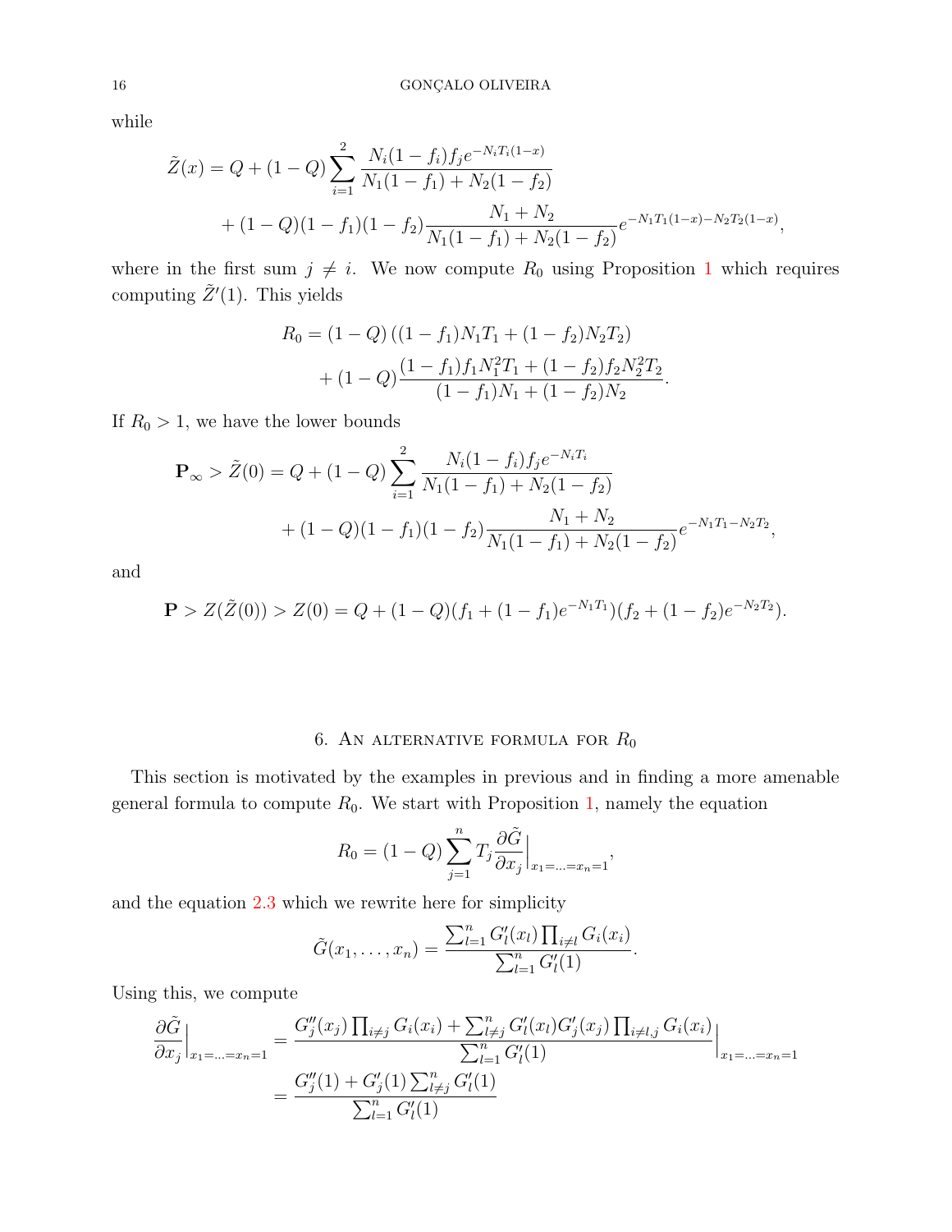while

$$
\begin{aligned}
\tilde{Z}(x) = Q + (1-Q) \sum_{i=1}^{2} \frac{N_i(1-f_i) f_j e^{-N_i T_i (1-x)}}{N_1(1-f_1) + N_2(1-f_2)} \\
+ (1-Q)(1-f_1)(1-f_2) \frac{N_1 + N_2}{N_1(1-f_1) + N_2(1-f_2)} e^{-N_1 T_1 (1-x) - N_2 T_2 (1-x)},
\end{aligned}
$$

where in the first sum $j \neq i$. We now compute $R_0$ using Proposition 1 which requires computing $\tilde{Z}'(1)$. This yields

$$
\begin{aligned}
R_0 = (1-Q)\left((1-f_1)N_1 T_1 + (1-f_2) N_2 T_2\right) \\
+ (1-Q) \frac{(1-f_1) f_1 N_1^2 T_1 + (1-f_2) f_2 N_2^2 T_2}{(1-f_1)N_1 + (1-f_2) N_2}.
\end{aligned}
$$

If $R_0 > 1$, we have the lower bounds

$$
\begin{aligned}
\mathbf{P}_\infty > \tilde{Z}(0) = Q + (1-Q) \sum_{i=1}^{2} \frac{N_i(1-f_i) f_j e^{-N_i T_i}}{N_1(1-f_1) + N_2(1-f_2)} \\
+ (1-Q)(1-f_1)(1-f_2) \frac{N_1 + N_2}{N_1(1-f_1) + N_2(1-f_2)} e^{-N_1 T_1 - N_2 T_2},
\end{aligned}
$$

and

$$
\mathbf{P} > Z(\tilde{Z}(0)) > Z(0) = Q + (1-Q)(f_1 + (1-f_1) e^{-N_1 T_1})(f_2 + (1-f_2) e^{-N_2 T_2}).
$$

## 6. An alternative formula for $R_0$

This section is motivated by the examples in previous and in finding a more amenable general formula to compute $R_0$. We start with Proposition 1, namely the equation

$$
R_0 = (1-Q) \sum_{j=1}^{n} T_j \frac{\partial \tilde{G}}{\partial x_j}\Big|_{x_1 = \ldots = x_n = 1},
$$

and the equation 2.3 which we rewrite here for simplicity

$$
\tilde{G}(x_1, \ldots, x_n) = \frac{\sum_{l=1}^{n} G_l'(x_l) \prod_{i \neq l} G_i(x_i)}{\sum_{l=1}^{n} G_l'(1)}.
$$

Using this, we compute

$$
\begin{aligned}
\frac{\partial \tilde{G}}{\partial x_j}\Big|_{x_1 = \ldots = x_n = 1} &= \frac{G_j''(x_j) \prod_{i \neq j} G_i(x_i) + \sum_{l \neq j}^{n} G_l'(x_l) G_j'(x_j) \prod_{i \neq l, j} G_i(x_i)}{\sum_{l=1}^{n} G_l'(1)}\Big|_{x_1 = \ldots = x_n = 1} \\
&= \frac{G_j''(1) + G_j'(1) \sum_{l \neq j}^{n} G_l'(1)}{\sum_{l=1}^{n} G_l'(1)}
\end{aligned}
$$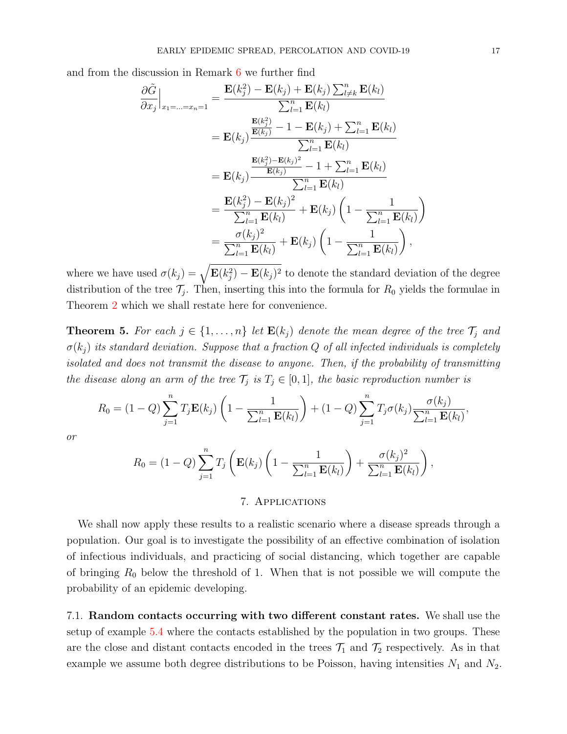and from the discussion in Remark 6 we further find

$$
\begin{aligned}
\frac{\partial \tilde{G}}{\partial x_j}\Big|_{x_1=\ldots=x_n=1} &= \frac{\mathbf{E}(k_j^2) - \mathbf{E}(k_j) + \mathbf{E}(k_j)\sum_{l\neq k}^n \mathbf{E}(k_l)}{\sum_{l=1}^n \mathbf{E}(k_l)} \\
&= \mathbf{E}(k_j)\frac{\frac{\mathbf{E}(k_j^2)}{\mathbf{E}(k_j)} - 1 - \mathbf{E}(k_j) + \sum_{l=1}^n \mathbf{E}(k_l)}{\sum_{l=1}^n \mathbf{E}(k_l)} \\
&= \mathbf{E}(k_j)\frac{\frac{\mathbf{E}(k_j^2)-\mathbf{E}(k_j)^2}{\mathbf{E}(k_j)} - 1 + \sum_{l=1}^n \mathbf{E}(k_l)}{\sum_{l=1}^n \mathbf{E}(k_l)} \\
&= \frac{\mathbf{E}(k_j^2) - \mathbf{E}(k_j)^2}{\sum_{l=1}^n \mathbf{E}(k_l)} + \mathbf{E}(k_j)\left(1 - \frac{1}{\sum_{l=1}^n \mathbf{E}(k_l)}\right) \\
&= \frac{\sigma(k_j)^2}{\sum_{l=1}^n \mathbf{E}(k_l)} + \mathbf{E}(k_j)\left(1 - \frac{1}{\sum_{l=1}^n \mathbf{E}(k_l)}\right),
\end{aligned}
$$

where we have used $\sigma(k_j) = \sqrt{\mathbf{E}(k_j^2) - \mathbf{E}(k_j)^2}$ to denote the standard deviation of the degree distribution of the tree $\mathcal{T}_j$. Then, inserting this into the formula for $R_0$ yields the formulae in Theorem 2 which we shall restate here for convenience.

**Theorem 5.** *For each $j \in \{1, \ldots, n\}$ let $\mathbf{E}(k_j)$ denote the mean degree of the tree $\mathcal{T}_j$ and $\sigma(k_j)$ its standard deviation. Suppose that a fraction $Q$ of all infected individuals is completely isolated and does not transmit the disease to anyone. Then, if the probability of transmitting the disease along an arm of the tree $\mathcal{T}_j$ is $T_j \in [0, 1]$, the basic reproduction number is*

$$
R_0 = (1-Q)\sum_{j=1}^n T_j \mathbf{E}(k_j)\left(1 - \frac{1}{\sum_{l=1}^n \mathbf{E}(k_l)}\right) + (1-Q)\sum_{j=1}^n T_j \sigma(k_j)\frac{\sigma(k_j)}{\sum_{l=1}^n \mathbf{E}(k_l)},
$$

*or*

$$
R_0 = (1-Q)\sum_{j=1}^n T_j \left(\mathbf{E}(k_j)\left(1 - \frac{1}{\sum_{l=1}^n \mathbf{E}(k_l)}\right) + \frac{\sigma(k_j)^2}{\sum_{l=1}^n \mathbf{E}(k_l)}\right),
$$

## 7. Applications

We shall now apply these results to a realistic scenario where a disease spreads through a population. Our goal is to investigate the possibility of an effective combination of isolation of infectious individuals, and practicing of social distancing, which together are capable of bringing $R_0$ below the threshold of 1. When that is not possible we will compute the probability of an epidemic developing.

7.1. **Random contacts occurring with two different constant rates.** We shall use the setup of example 5.4 where the contacts established by the population in two groups. These are the close and distant contacts encoded in the trees $\mathcal{T}_1$ and $\mathcal{T}_2$ respectively. As in that example we assume both degree distributions to be Poisson, having intensities $N_1$ and $N_2$.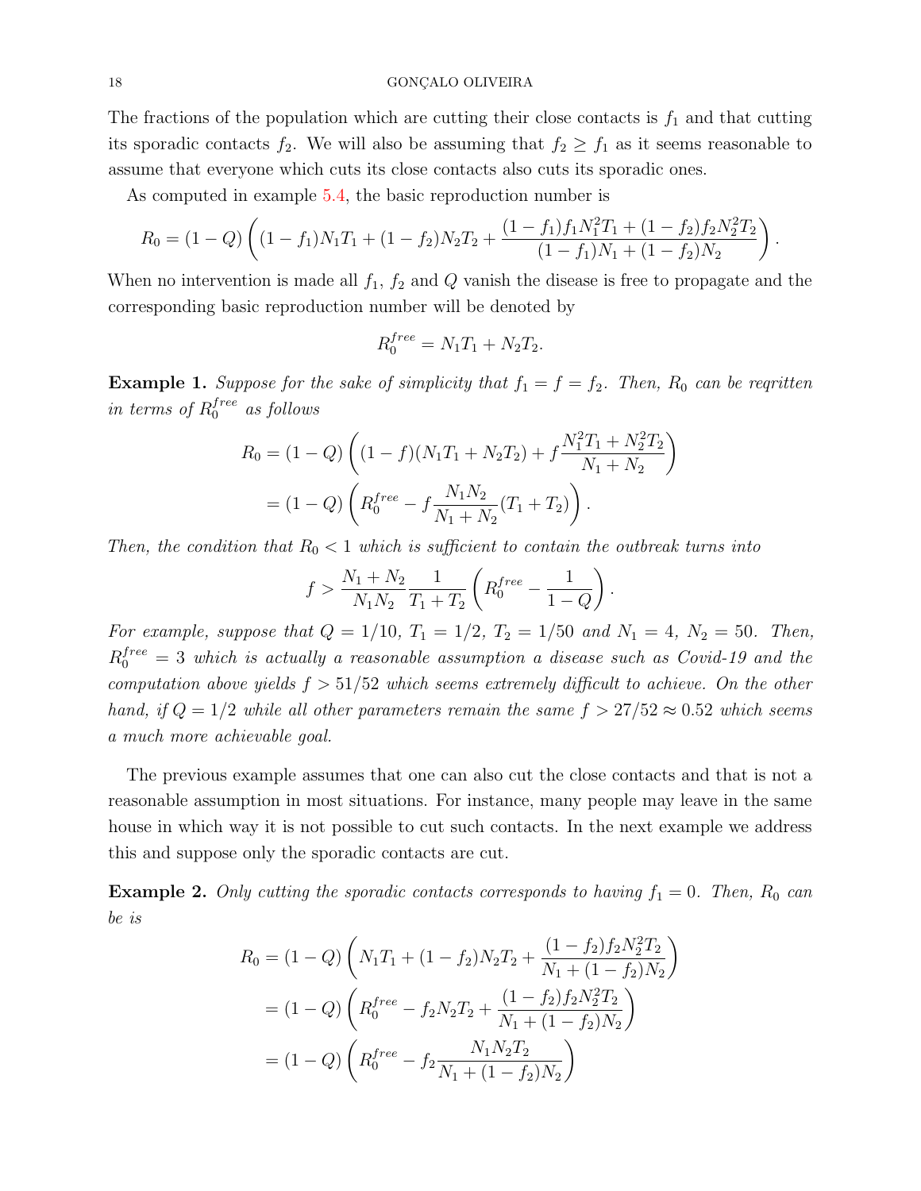The fractions of the population which are cutting their close contacts is $f_1$ and that cutting its sporadic contacts $f_2$. We will also be assuming that $f_2 \geq f_1$ as it seems reasonable to assume that everyone which cuts its close contacts also cuts its sporadic ones.

As computed in example 5.4, the basic reproduction number is

$$R_0 = (1-Q)\left((1-f_1)N_1T_1 + (1-f_2)N_2T_2 + \frac{(1-f_1)f_1N_1^2T_1 + (1-f_2)f_2N_2^2T_2}{(1-f_1)N_1 + (1-f_2)N_2}\right).$$

When no intervention is made all $f_1$, $f_2$ and $Q$ vanish the disease is free to propagate and the corresponding basic reproduction number will be denoted by

$$R_0^{free} = N_1T_1 + N_2T_2.$$

**Example 1.** *Suppose for the sake of simplicity that $f_1 = f = f_2$. Then, $R_0$ can be reqritten in terms of $R_0^{free}$ as follows*

$$\begin{aligned}
R_0 &= (1-Q)\left((1-f)(N_1T_1 + N_2T_2) + f\frac{N_1^2T_1 + N_2^2T_2}{N_1 + N_2}\right) \\
&= (1-Q)\left(R_0^{free} - f\frac{N_1N_2}{N_1+N_2}(T_1 + T_2)\right).
\end{aligned}$$

*Then, the condition that $R_0 < 1$ which is sufficient to contain the outbreak turns into*

$$f > \frac{N_1 + N_2}{N_1N_2}\frac{1}{T_1 + T_2}\left(R_0^{free} - \frac{1}{1-Q}\right).$$

*For example, suppose that $Q = 1/10$, $T_1 = 1/2$, $T_2 = 1/50$ and $N_1 = 4$, $N_2 = 50$. Then, $R_0^{free} = 3$ which is actually a reasonable assumption a disease such as Covid-19 and the computation above yields $f > 51/52$ which seems extremely difficult to achieve. On the other hand, if $Q = 1/2$ while all other parameters remain the same $f > 27/52 \approx 0.52$ which seems a much more achievable goal.*

The previous example assumes that one can also cut the close contacts and that is not a reasonable assumption in most situations. For instance, many people may leave in the same house in which way it is not possible to cut such contacts. In the next example we address this and suppose only the sporadic contacts are cut.

**Example 2.** *Only cutting the sporadic contacts corresponds to having $f_1 = 0$. Then, $R_0$ can be is*

$$\begin{aligned}
R_0 &= (1-Q)\left(N_1T_1 + (1-f_2)N_2T_2 + \frac{(1-f_2)f_2N_2^2T_2}{N_1 + (1-f_2)N_2}\right) \\
&= (1-Q)\left(R_0^{free} - f_2N_2T_2 + \frac{(1-f_2)f_2N_2^2T_2}{N_1 + (1-f_2)N_2}\right) \\
&= (1-Q)\left(R_0^{free} - f_2\frac{N_1N_2T_2}{N_1 + (1-f_2)N_2}\right)
\end{aligned}$$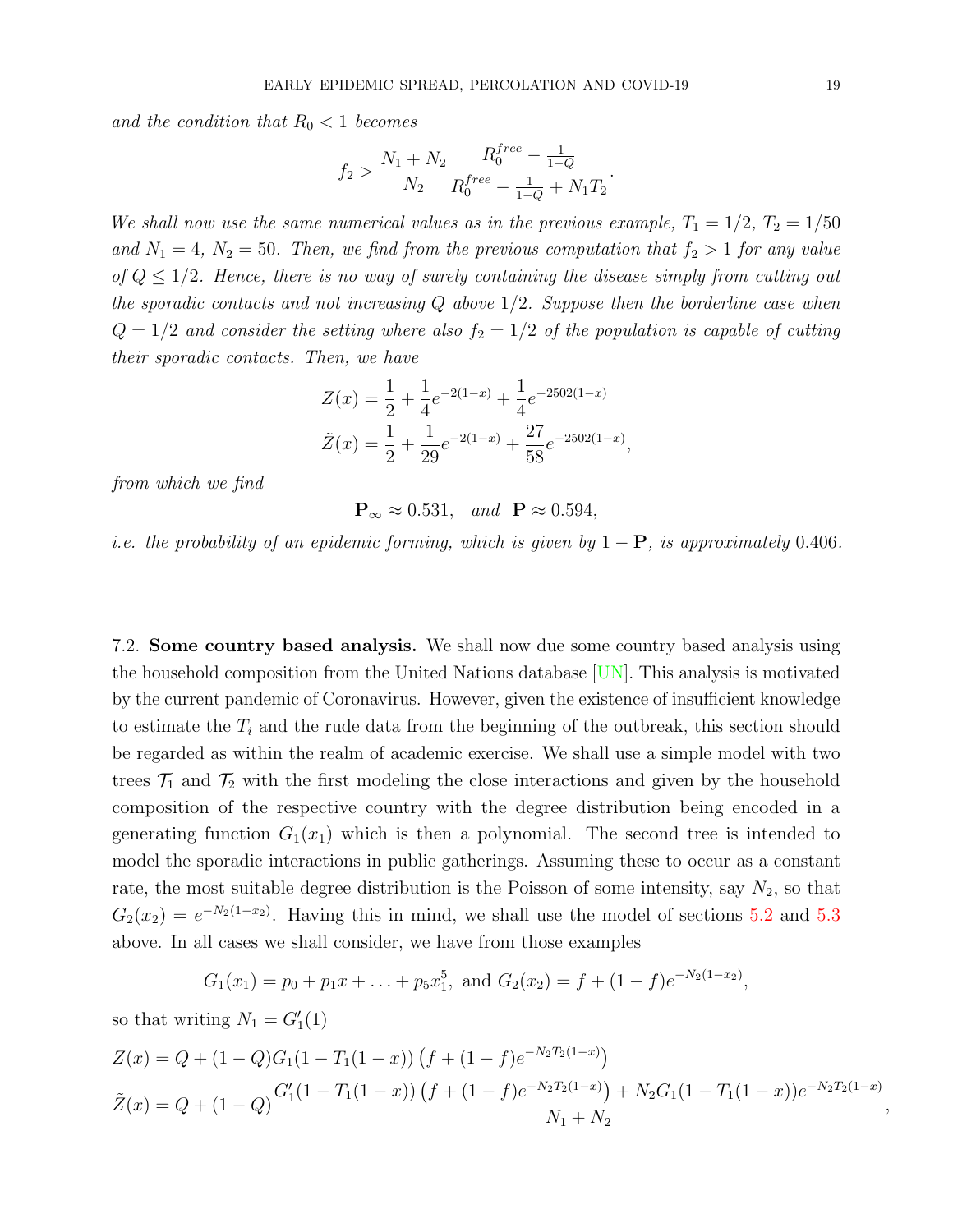*and the condition that $R_0 < 1$ becomes*

$$f_2 > \frac{N_1 + N_2}{N_2} \frac{R_0^{free} - \frac{1}{1-Q}}{R_0^{free} - \frac{1}{1-Q} + N_1 T_2}.$$

*We shall now use the same numerical values as in the previous example, $T_1 = 1/2$, $T_2 = 1/50$ and $N_1 = 4$, $N_2 = 50$. Then, we find from the previous computation that $f_2 > 1$ for any value of $Q \leq 1/2$. Hence, there is no way of surely containing the disease simply from cutting out the sporadic contacts and not increasing $Q$ above $1/2$. Suppose then the borderline case when $Q = 1/2$ and consider the setting where also $f_2 = 1/2$ of the population is capable of cutting their sporadic contacts. Then, we have*

$$Z(x) = \frac{1}{2} + \frac{1}{4} e^{-2(1-x)} + \frac{1}{4} e^{-2502(1-x)}$$
$$\tilde{Z}(x) = \frac{1}{2} + \frac{1}{29} e^{-2(1-x)} + \frac{27}{58} e^{-2502(1-x)},$$

*from which we find*

$$\mathbf{P}_\infty \approx 0.531, \quad \text{and} \quad \mathbf{P} \approx 0.594,$$

*i.e. the probability of an epidemic forming, which is given by $1 - \mathbf{P}$, is approximately 0.406.*

7.2. **Some country based analysis.** We shall now due some country based analysis using the household composition from the United Nations database [UN]. This analysis is motivated by the current pandemic of Coronavirus. However, given the existence of insufficient knowledge to estimate the $T_i$ and the rude data from the beginning of the outbreak, this section should be regarded as within the realm of academic exercise. We shall use a simple model with two trees $\mathcal{T}_1$ and $\mathcal{T}_2$ with the first modeling the close interactions and given by the household composition of the respective country with the degree distribution being encoded in a generating function $G_1(x_1)$ which is then a polynomial. The second tree is intended to model the sporadic interactions in public gatherings. Assuming these to occur as a constant rate, the most suitable degree distribution is the Poisson of some intensity, say $N_2$, so that $G_2(x_2) = e^{-N_2(1-x_2)}$. Having this in mind, we shall use the model of sections 5.2 and 5.3 above. In all cases we shall consider, we have from those examples

$$G_1(x_1) = p_0 + p_1 x + \ldots + p_5 x_1^5, \text{ and } G_2(x_2) = f + (1-f) e^{-N_2(1-x_2)},$$

so that writing $N_1 = G_1'(1)$

$$Z(x) = Q + (1-Q) G_1(1 - T_1(1-x)) \left( f + (1-f) e^{-N_2 T_2 (1-x)} \right)$$
$$\tilde{Z}(x) = Q + (1-Q) \frac{G_1'(1 - T_1(1-x)) \left( f + (1-f) e^{-N_2 T_2 (1-x)} \right) + N_2 G_1(1 - T_1(1-x)) e^{-N_2 T_2 (1-x)}}{N_1 + N_2},$$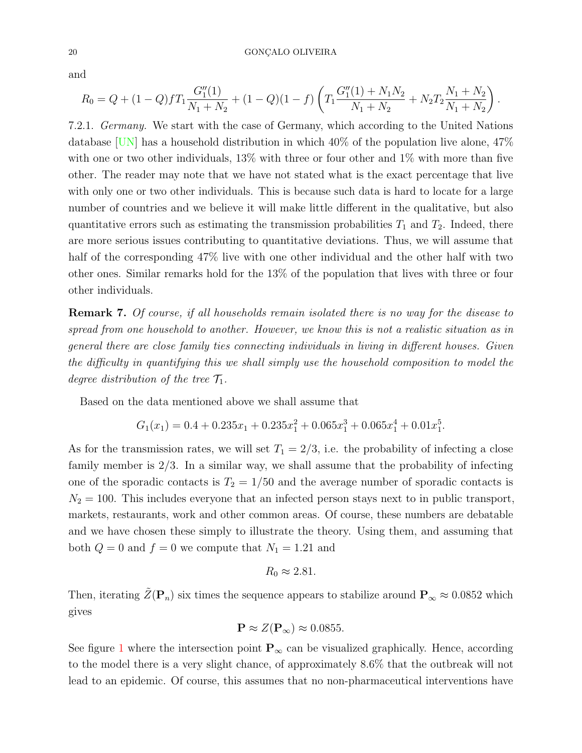and

$$R_0 = Q + (1-Q) f T_1 \frac{G_1''(1)}{N_1+N_2} + (1-Q)(1-f)\left( T_1 \frac{G_1''(1) + N_1 N_2}{N_1+N_2} + N_2 T_2 \frac{N_1+N_2}{N_1+N_2} \right).$$

7.2.1. *Germany.* We start with the case of Germany, which according to the United Nations database [UN] has a household distribution in which 40% of the population live alone, 47% with one or two other individuals, 13% with three or four other and 1% with more than five other. The reader may note that we have not stated what is the exact percentage that live with only one or two other individuals. This is because such data is hard to locate for a large number of countries and we believe it will make little different in the qualitative, but also quantitative errors such as estimating the transmission probabilities $T_1$ and $T_2$. Indeed, there are more serious issues contributing to quantitative deviations. Thus, we will assume that half of the corresponding 47% live with one other individual and the other half with two other ones. Similar remarks hold for the 13% of the population that lives with three or four other individuals.

**Remark 7.** *Of course, if all households remain isolated there is no way for the disease to spread from one household to another. However, we know this is not a realistic situation as in general there are close family ties connecting individuals in living in different houses. Given the difficulty in quantifying this we shall simply use the household composition to model the degree distribution of the tree $\mathcal{T}_1$.*

Based on the data mentioned above we shall assume that

$$G_1(x_1) = 0.4 + 0.235 x_1 + 0.235 x_1^2 + 0.065 x_1^3 + 0.065 x_1^4 + 0.01 x_1^5.$$

As for the transmission rates, we will set $T_1 = 2/3$, i.e. the probability of infecting a close family member is $2/3$. In a similar way, we shall assume that the probability of infecting one of the sporadic contacts is $T_2 = 1/50$ and the average number of sporadic contacts is $N_2 = 100$. This includes everyone that an infected person stays next to in public transport, markets, restaurants, work and other common areas. Of course, these numbers are debatable and we have chosen these simply to illustrate the theory. Using them, and assuming that both $Q = 0$ and $f = 0$ we compute that $N_1 = 1.21$ and

$$R_0 \approx 2.81.$$

Then, iterating $\tilde{Z}(\mathbf{P}_n)$ six times the sequence appears to stabilize around $\mathbf{P}_\infty \approx 0.0852$ which gives

$$\mathbf{P} \approx Z(\mathbf{P}_\infty) \approx 0.0855.$$

See figure 1 where the intersection point $\mathbf{P}_\infty$ can be visualized graphically. Hence, according to the model there is a very slight chance, of approximately 8.6% that the outbreak will not lead to an epidemic. Of course, this assumes that no non-pharmaceutical interventions have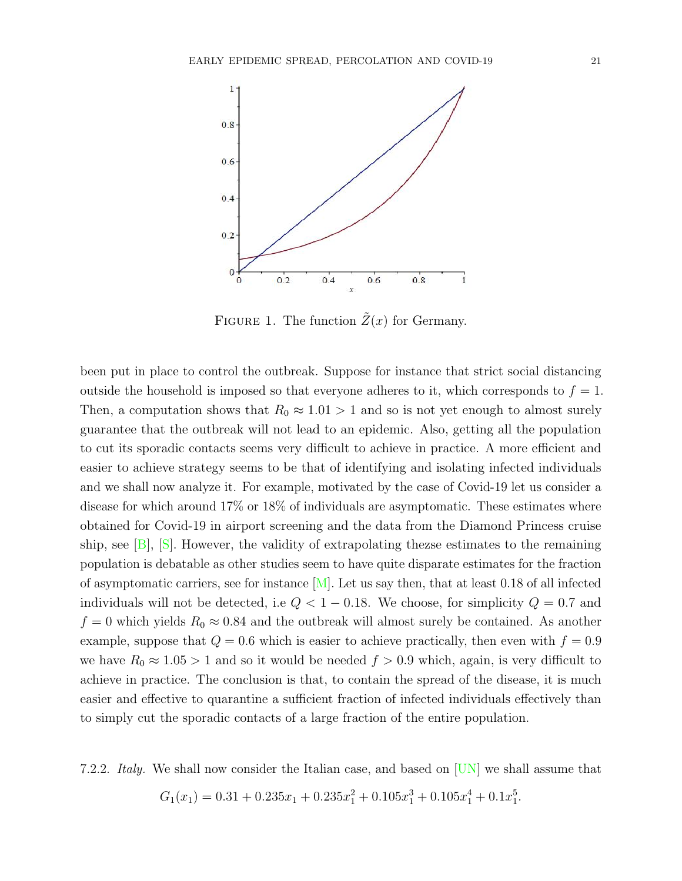FIGURE 1. The function $\tilde{Z}(x)$ for Germany.

been put in place to control the outbreak. Suppose for instance that strict social distancing outside the household is imposed so that everyone adheres to it, which corresponds to $f = 1$. Then, a computation shows that $R_0 \approx 1.01 > 1$ and so is not yet enough to almost surely guarantee that the outbreak will not lead to an epidemic. Also, getting all the population to cut its sporadic contacts seems very difficult to achieve in practice. A more efficient and easier to achieve strategy seems to be that of identifying and isolating infected individuals and we shall now analyze it. For example, motivated by the case of Covid-19 let us consider a disease for which around 17% or 18% of individuals are asymptomatic. These estimates where obtained for Covid-19 in airport screening and the data from the Diamond Princess cruise ship, see [B], [S]. However, the validity of extrapolating thezse estimates to the remaining population is debatable as other studies seem to have quite disparate estimates for the fraction of asymptomatic carriers, see for instance [M]. Let us say then, that at least 0.18 of all infected individuals will not be detected, i.e $Q < 1 - 0.18$. We choose, for simplicity $Q = 0.7$ and $f = 0$ which yields $R_0 \approx 0.84$ and the outbreak will almost surely be contained. As another example, suppose that $Q = 0.6$ which is easier to achieve practically, then even with $f = 0.9$ we have $R_0 \approx 1.05 > 1$ and so it would be needed $f > 0.9$ which, again, is very difficult to achieve in practice. The conclusion is that, to contain the spread of the disease, it is much easier and effective to quarantine a sufficient fraction of infected individuals effectively than to simply cut the sporadic contacts of a large fraction of the entire population.

7.2.2. *Italy.* We shall now consider the Italian case, and based on [UN] we shall assume that

$$G_1(x_1) = 0.31 + 0.235x_1 + 0.235x_1^2 + 0.105x_1^3 + 0.105x_1^4 + 0.1x_1^5.$$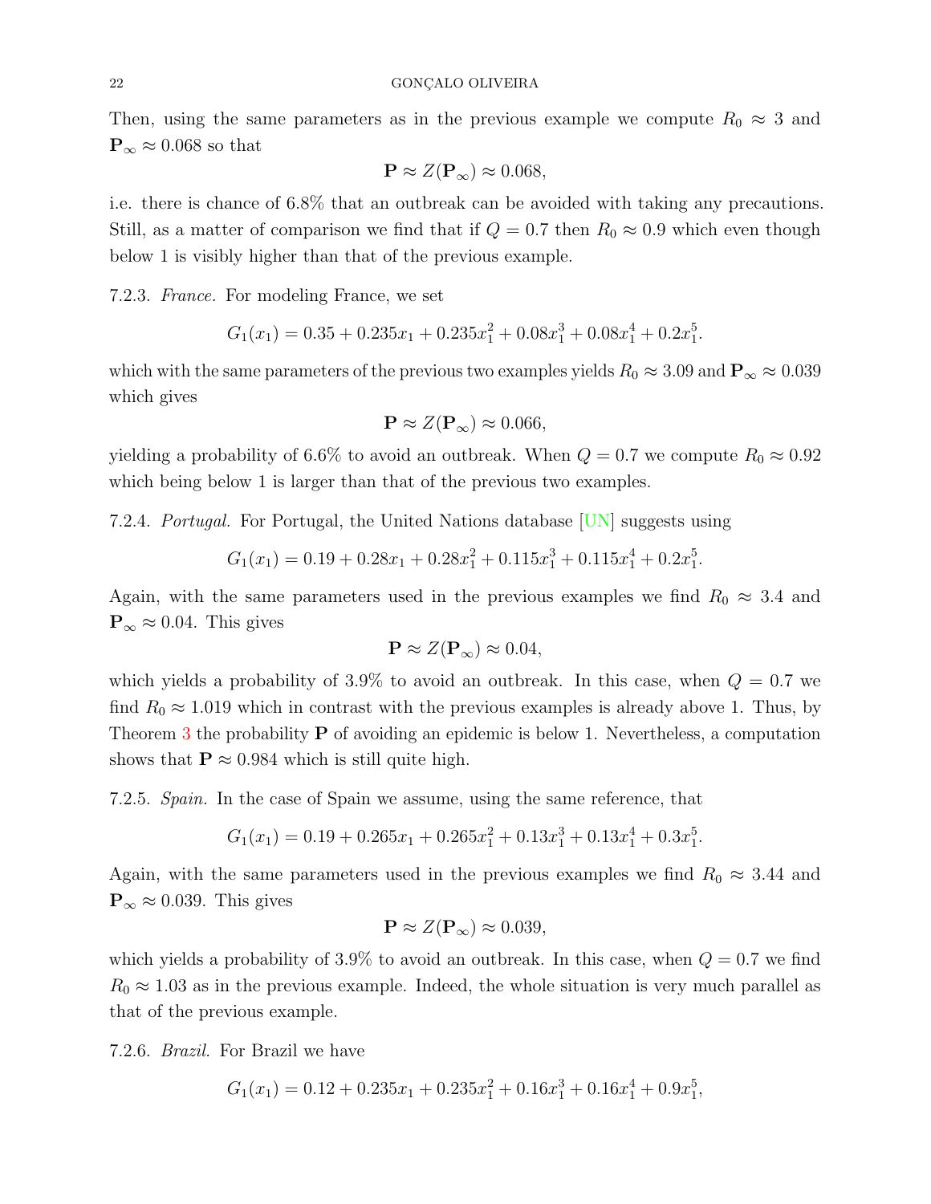Then, using the same parameters as in the previous example we compute $R_0 \approx 3$ and $\mathbf{P}_\infty \approx 0.068$ so that

$$\mathbf{P} \approx Z(\mathbf{P}_\infty) \approx 0.068,$$

i.e. there is chance of 6.8% that an outbreak can be avoided with taking any precautions. Still, as a matter of comparison we find that if $Q = 0.7$ then $R_0 \approx 0.9$ which even though below 1 is visibly higher than that of the previous example.

7.2.3. *France.* For modeling France, we set

$$G_1(x_1) = 0.35 + 0.235x_1 + 0.235x_1^2 + 0.08x_1^3 + 0.08x_1^4 + 0.2x_1^5.$$

which with the same parameters of the previous two examples yields $R_0 \approx 3.09$ and $\mathbf{P}_\infty \approx 0.039$ which gives

$$\mathbf{P} \approx Z(\mathbf{P}_\infty) \approx 0.066,$$

yielding a probability of 6.6% to avoid an outbreak. When $Q = 0.7$ we compute $R_0 \approx 0.92$ which being below 1 is larger than that of the previous two examples.

7.2.4. *Portugal.* For Portugal, the United Nations database [UN] suggests using

$$G_1(x_1) = 0.19 + 0.28x_1 + 0.28x_1^2 + 0.115x_1^3 + 0.115x_1^4 + 0.2x_1^5.$$

Again, with the same parameters used in the previous examples we find $R_0 \approx 3.4$ and $\mathbf{P}_\infty \approx 0.04$. This gives

$$\mathbf{P} \approx Z(\mathbf{P}_\infty) \approx 0.04,$$

which yields a probability of 3.9% to avoid an outbreak. In this case, when $Q = 0.7$ we find $R_0 \approx 1.019$ which in contrast with the previous examples is already above 1. Thus, by Theorem 3 the probability $\mathbf{P}$ of avoiding an epidemic is below 1. Nevertheless, a computation shows that $\mathbf{P} \approx 0.984$ which is still quite high.

7.2.5. *Spain.* In the case of Spain we assume, using the same reference, that

$$G_1(x_1) = 0.19 + 0.265x_1 + 0.265x_1^2 + 0.13x_1^3 + 0.13x_1^4 + 0.3x_1^5.$$

Again, with the same parameters used in the previous examples we find $R_0 \approx 3.44$ and $\mathbf{P}_\infty \approx 0.039$. This gives

$$\mathbf{P} \approx Z(\mathbf{P}_\infty) \approx 0.039,$$

which yields a probability of 3.9% to avoid an outbreak. In this case, when $Q = 0.7$ we find $R_0 \approx 1.03$ as in the previous example. Indeed, the whole situation is very much parallel as that of the previous example.

7.2.6. *Brazil.* For Brazil we have

$$G_1(x_1) = 0.12 + 0.235x_1 + 0.235x_1^2 + 0.16x_1^3 + 0.16x_1^4 + 0.9x_1^5,$$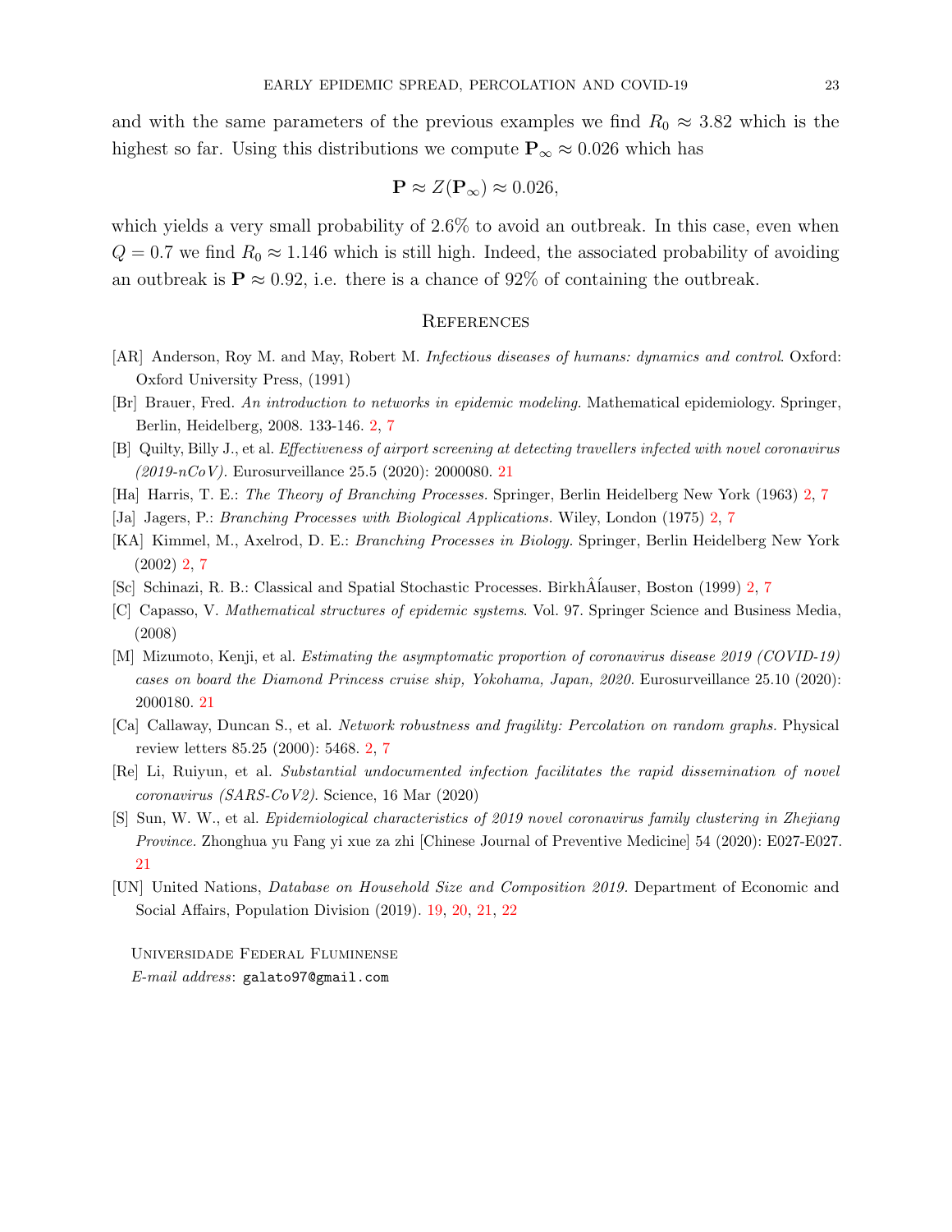and with the same parameters of the previous examples we find $R_0 \approx 3.82$ which is the highest so far. Using this distributions we compute $\mathbf{P}_\infty \approx 0.026$ which has

$$\mathbf{P} \approx Z(\mathbf{P}_\infty) \approx 0.026,$$

which yields a very small probability of 2.6% to avoid an outbreak. In this case, even when $Q = 0.7$ we find $R_0 \approx 1.146$ which is still high. Indeed, the associated probability of avoiding an outbreak is $\mathbf{P} \approx 0.92$, i.e. there is a chance of 92% of containing the outbreak.

## References

[AR] Anderson, Roy M. and May, Robert M. *Infectious diseases of humans: dynamics and control*. Oxford: Oxford University Press, (1991)

[Br] Brauer, Fred. *An introduction to networks in epidemic modeling*. Mathematical epidemiology. Springer, Berlin, Heidelberg, 2008. 133-146. 2, 7

[B] Quilty, Billy J., et al. *Effectiveness of airport screening at detecting travellers infected with novel coronavirus (2019-nCoV)*. Eurosurveillance 25.5 (2020): 2000080. 21

[Ha] Harris, T. E.: *The Theory of Branching Processes.* Springer, Berlin Heidelberg New York (1963) 2, 7

[Ja] Jagers, P.: *Branching Processes with Biological Applications.* Wiley, London (1975) 2, 7

[KA] Kimmel, M., Axelrod, D. E.: *Branching Processes in Biology.* Springer, Berlin Heidelberg New York (2002) 2, 7

[Sc] Schinazi, R. B.: Classical and Spatial Stochastic Processes. BirkhÂĺauser, Boston (1999) 2, 7

[C] Capasso, V. *Mathematical structures of epidemic systems*. Vol. 97. Springer Science and Business Media, (2008)

[M] Mizumoto, Kenji, et al. *Estimating the asymptomatic proportion of coronavirus disease 2019 (COVID-19) cases on board the Diamond Princess cruise ship, Yokohama, Japan, 2020.* Eurosurveillance 25.10 (2020): 2000180. 21

[Ca] Callaway, Duncan S., et al. *Network robustness and fragility: Percolation on random graphs.* Physical review letters 85.25 (2000): 5468. 2, 7

[Re] Li, Ruiyun, et al. *Substantial undocumented infection facilitates the rapid dissemination of novel coronavirus (SARS-CoV2).* Science, 16 Mar (2020)

[S] Sun, W. W., et al. *Epidemiological characteristics of 2019 novel coronavirus family clustering in Zhejiang Province.* Zhonghua yu Fang yi xue za zhi [Chinese Journal of Preventive Medicine] 54 (2020): E027-E027. 21

[UN] United Nations, *Database on Household Size and Composition 2019*. Department of Economic and Social Affairs, Population Division (2019). 19, 20, 21, 22

Universidade Federal Fluminense

*E-mail address*: galato97@gmail.com